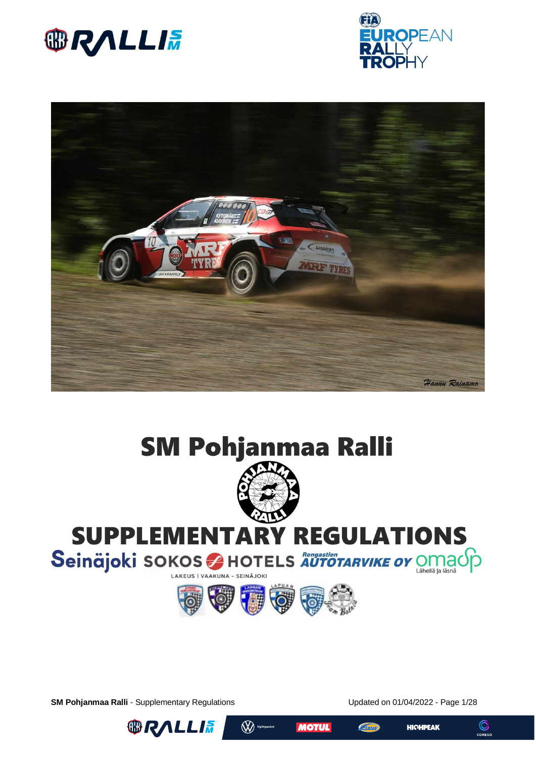# SM Pohjanmaa Ralli

# SUPPLEMENTARY REGULATIONS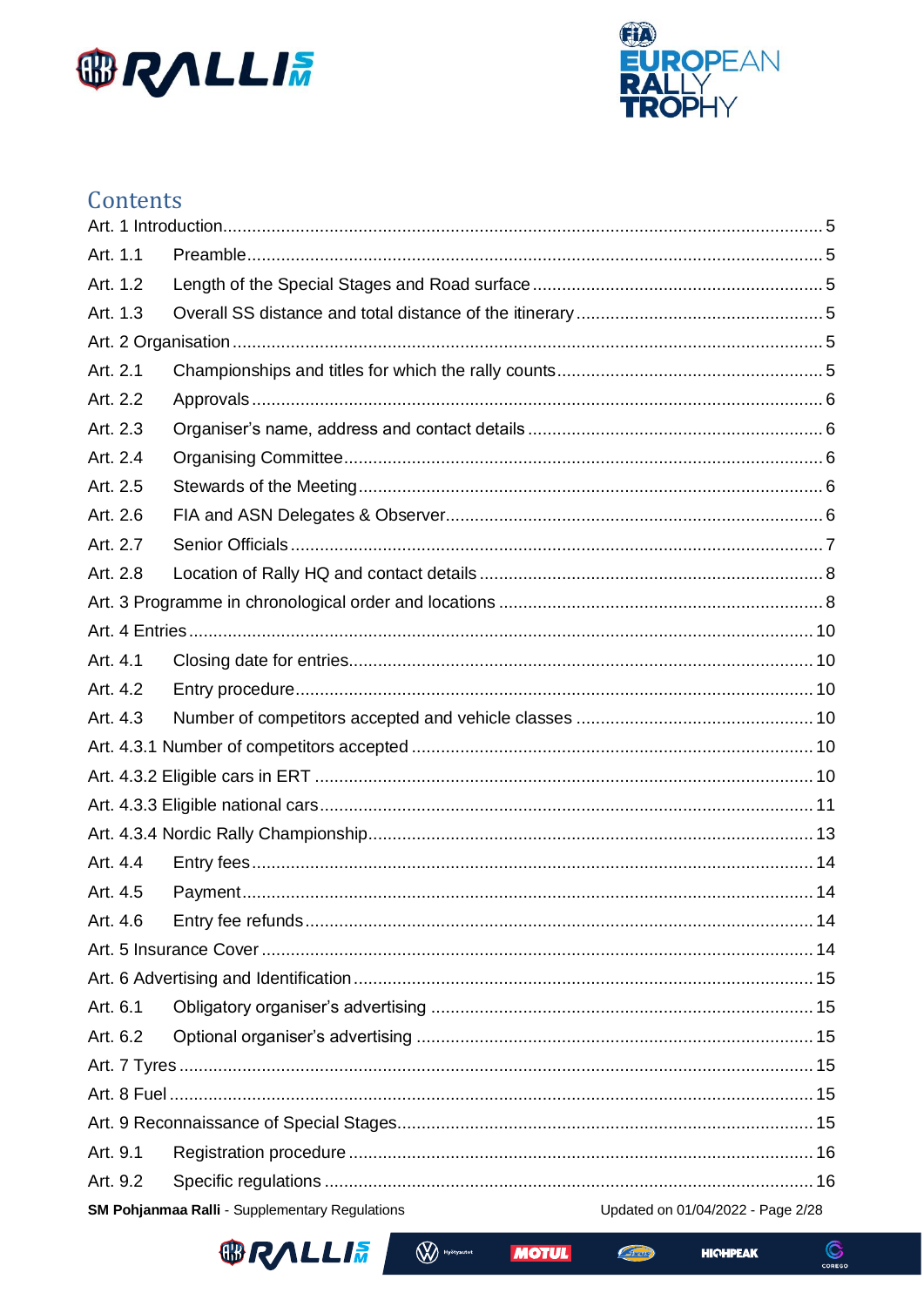## Contents

Art. 1 Introduction ........ 5
Art. 1.1 Preamble ........ 5
Art. 1.2 Length of the Special Stages and Road surface ........ 5
Art. 1.3 Overall SS distance and total distance of the itinerary ........ 5
Art. 2 Organisation ........ 5
Art. 2.1 Championships and titles for which the rally counts ........ 5
Art. 2.2 Approvals ........ 6
Art. 2.3 Organiser's name, address and contact details ........ 6
Art. 2.4 Organising Committee ........ 6
Art. 2.5 Stewards of the Meeting ........ 6
Art. 2.6 FIA and ASN Delegates & Observer ........ 6
Art. 2.7 Senior Officials ........ 7
Art. 2.8 Location of Rally HQ and contact details ........ 8
Art. 3 Programme in chronological order and locations ........ 8
Art. 4 Entries ........ 10
Art. 4.1 Closing date for entries ........ 10
Art. 4.2 Entry procedure ........ 10
Art. 4.3 Number of competitors accepted and vehicle classes ........ 10
Art. 4.3.1 Number of competitors accepted ........ 10
Art. 4.3.2 Eligible cars in ERT ........ 10
Art. 4.3.3 Eligible national cars ........ 11
Art. 4.3.4 Nordic Rally Championship ........ 13
Art. 4.4 Entry fees ........ 14
Art. 4.5 Payment ........ 14
Art. 4.6 Entry fee refunds ........ 14
Art. 5 Insurance Cover ........ 14
Art. 6 Advertising and Identification ........ 15
Art. 6.1 Obligatory organiser's advertising ........ 15
Art. 6.2 Optional organiser's advertising ........ 15
Art. 7 Tyres ........ 15
Art. 8 Fuel ........ 15
Art. 9 Reconnaissance of Special Stages ........ 15
Art. 9.1 Registration procedure ........ 16
Art. 9.2 Specific regulations ........ 16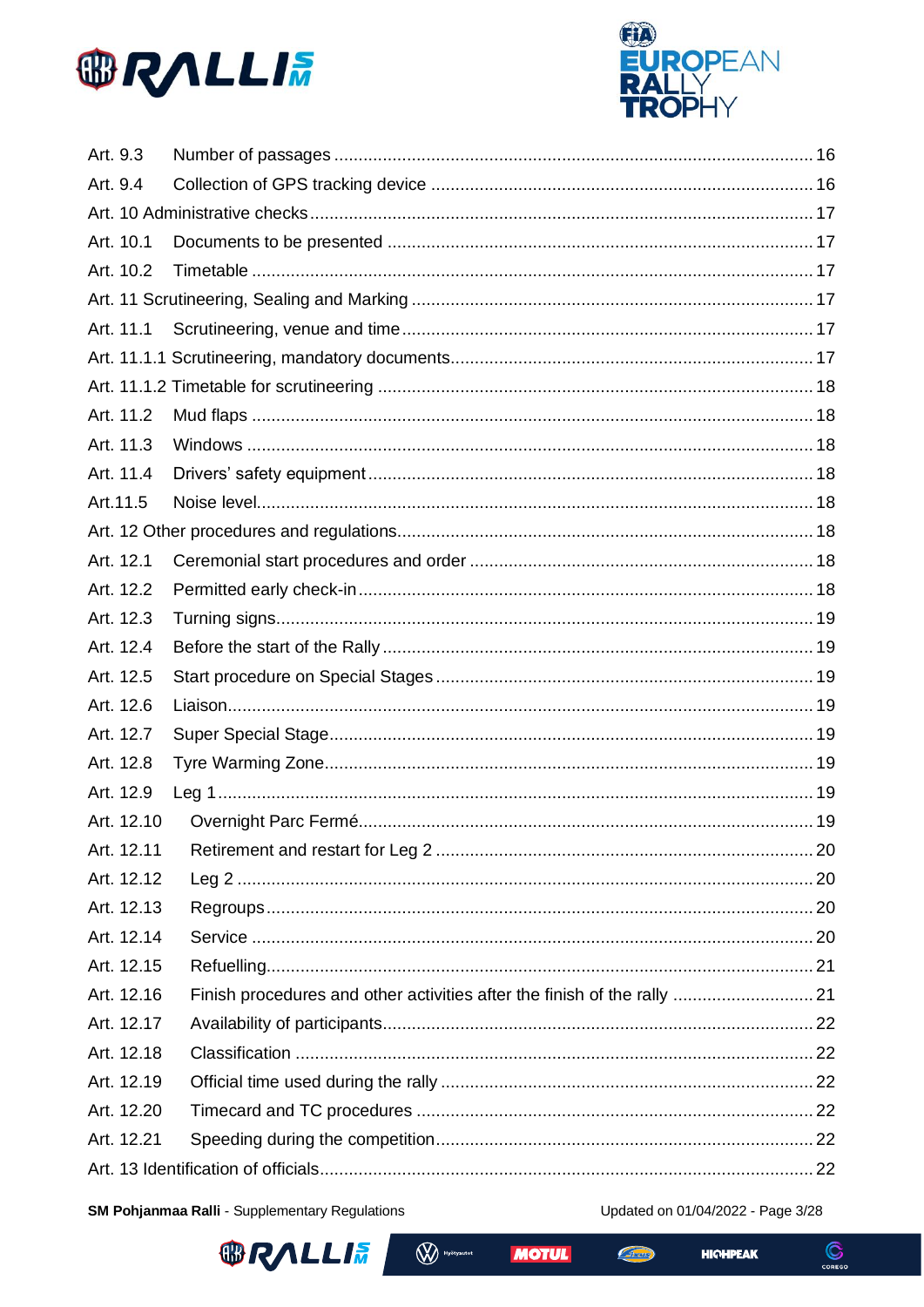Art. 9.3 Number of passages ........ 16
Art. 9.4 Collection of GPS tracking device ........ 16
Art. 10 Administrative checks ........ 17
Art. 10.1 Documents to be presented ........ 17
Art. 10.2 Timetable ........ 17
Art. 11 Scrutineering, Sealing and Marking ........ 17
Art. 11.1 Scrutineering, venue and time ........ 17
Art. 11.1.1 Scrutineering, mandatory documents ........ 17
Art. 11.1.2 Timetable for scrutineering ........ 18
Art. 11.2 Mud flaps ........ 18
Art. 11.3 Windows ........ 18
Art. 11.4 Drivers' safety equipment ........ 18
Art.11.5 Noise level ........ 18
Art. 12 Other procedures and regulations ........ 18
Art. 12.1 Ceremonial start procedures and order ........ 18
Art. 12.2 Permitted early check-in ........ 18
Art. 12.3 Turning signs ........ 19
Art. 12.4 Before the start of the Rally ........ 19
Art. 12.5 Start procedure on Special Stages ........ 19
Art. 12.6 Liaison ........ 19
Art. 12.7 Super Special Stage ........ 19
Art. 12.8 Tyre Warming Zone ........ 19
Art. 12.9 Leg 1 ........ 19
Art. 12.10 Overnight Parc Fermé ........ 19
Art. 12.11 Retirement and restart for Leg 2 ........ 20
Art. 12.12 Leg 2 ........ 20
Art. 12.13 Regroups ........ 20
Art. 12.14 Service ........ 20
Art. 12.15 Refuelling ........ 21
Art. 12.16 Finish procedures and other activities after the finish of the rally ........ 21
Art. 12.17 Availability of participants ........ 22
Art. 12.18 Classification ........ 22
Art. 12.19 Official time used during the rally ........ 22
Art. 12.20 Timecard and TC procedures ........ 22
Art. 12.21 Speeding during the competition ........ 22
Art. 13 Identification of officials ........ 22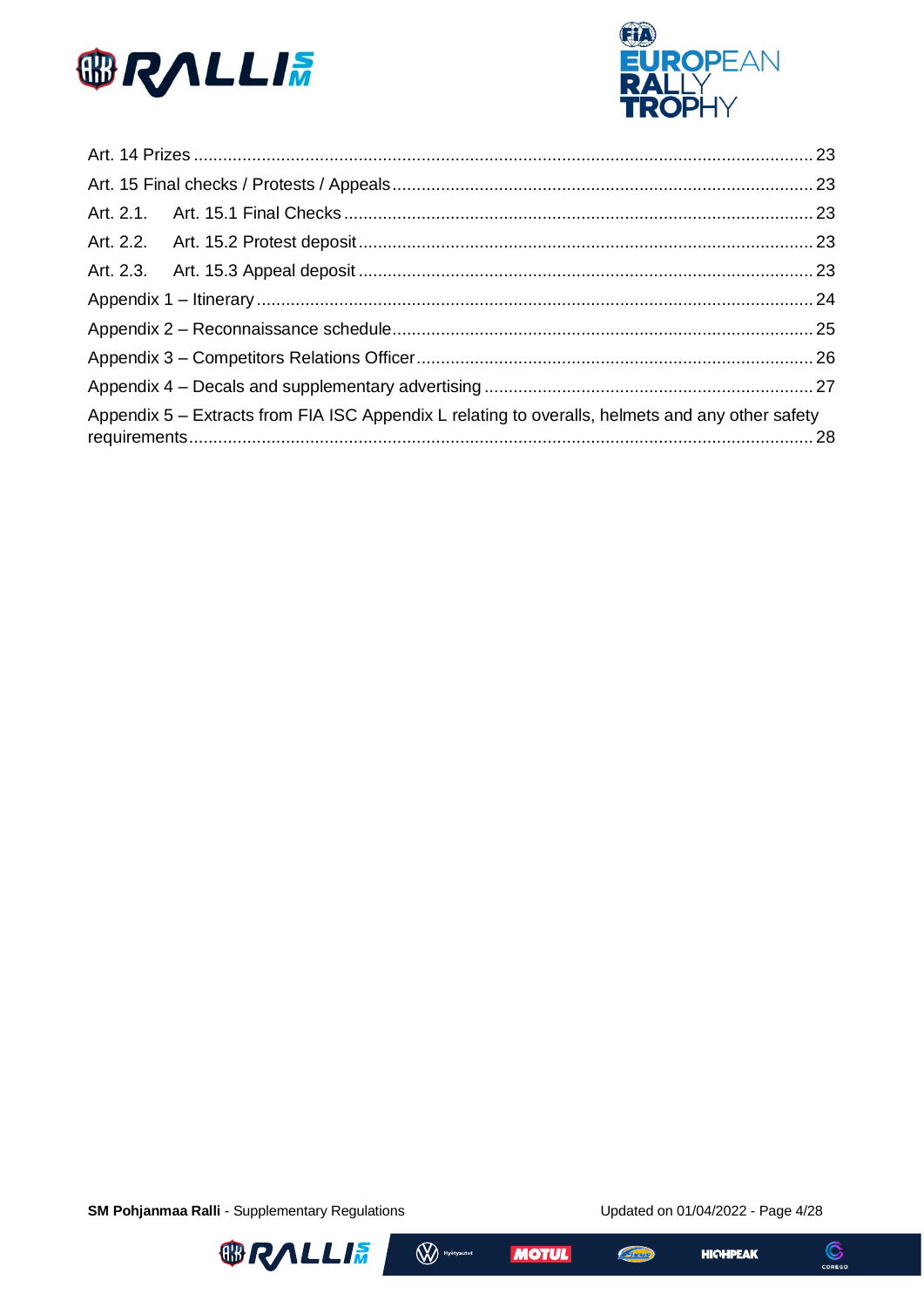Art. 14 Prizes ............................................................................................................................ 23

Art. 15 Final checks / Protests / Appeals ..................................................................................... 23

Art. 2.1. Art. 15.1 Final Checks ................................................................................................ 23

Art. 2.2. Art. 15.2 Protest deposit ............................................................................................. 23

Art. 2.3. Art. 15.3 Appeal deposit ............................................................................................. 23

Appendix 1 – Itinerary .................................................................................................................. 24

Appendix 2 – Reconnaissance schedule ..................................................................................... 25

Appendix 3 – Competitors Relations Officer ................................................................................. 26

Appendix 4 – Decals and supplementary advertising ................................................................... 27

Appendix 5 – Extracts from FIA ISC Appendix L relating to overalls, helmets and any other safety requirements ............................................................................................................................. 28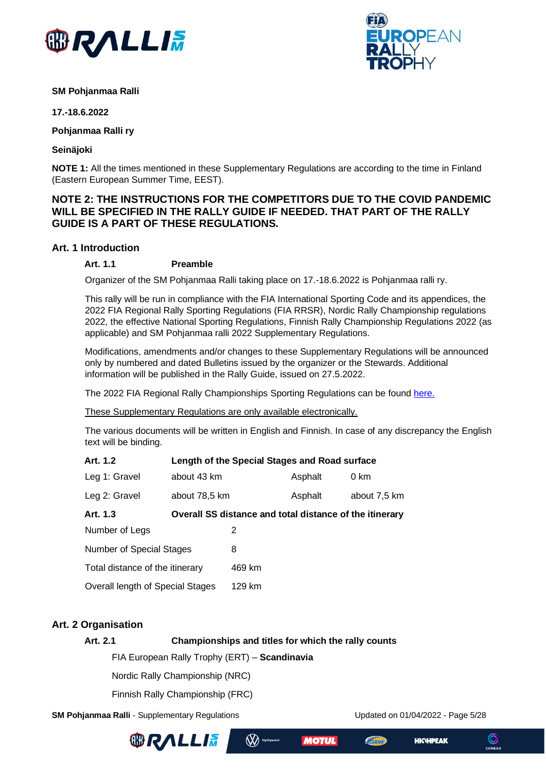**SM Pohjanmaa Ralli**

**17.-18.6.2022**

**Pohjanmaa Ralli ry**

**Seinäjoki**

**NOTE 1:** All the times mentioned in these Supplementary Regulations are according to the time in Finland (Eastern European Summer Time, EEST).

**NOTE 2: THE INSTRUCTIONS FOR THE COMPETITORS DUE TO THE COVID PANDEMIC WILL BE SPECIFIED IN THE RALLY GUIDE IF NEEDED. THAT PART OF THE RALLY GUIDE IS A PART OF THESE REGULATIONS.**

## Art. 1 Introduction

### Art. 1.1 Preamble

Organizer of the SM Pohjanmaa Ralli taking place on 17.-18.6.2022 is Pohjanmaa ralli ry.

This rally will be run in compliance with the FIA International Sporting Code and its appendices, the 2022 FIA Regional Rally Sporting Regulations (FIA RRSR), Nordic Rally Championship regulations 2022, the effective National Sporting Regulations, Finnish Rally Championship Regulations 2022 (as applicable) and SM Pohjanmaa ralli 2022 Supplementary Regulations.

Modifications, amendments and/or changes to these Supplementary Regulations will be announced only by numbered and dated Bulletins issued by the organizer or the Stewards. Additional information will be published in the Rally Guide, issued on 27.5.2022.

The 2022 FIA Regional Rally Championships Sporting Regulations can be found here.

These Supplementary Regulations are only available electronically.

The various documents will be written in English and Finnish. In case of any discrepancy the English text will be binding.

### Art. 1.2 Length of the Special Stages and Road surface

| | | | |
|---|---|---|---|
| Leg 1: Gravel | about 43 km | Asphalt | 0 km |
| Leg 2: Gravel | about 78,5 km | Asphalt | about 7,5 km |

### Art. 1.3 Overall SS distance and total distance of the itinerary

| | |
|---|---|
| Number of Legs | 2 |
| Number of Special Stages | 8 |
| Total distance of the itinerary | 469 km |
| Overall length of Special Stages | 129 km |

## Art. 2 Organisation

### Art. 2.1 Championships and titles for which the rally counts

FIA European Rally Trophy (ERT) – **Scandinavia**

Nordic Rally Championship (NRC)

Finnish Rally Championship (FRC)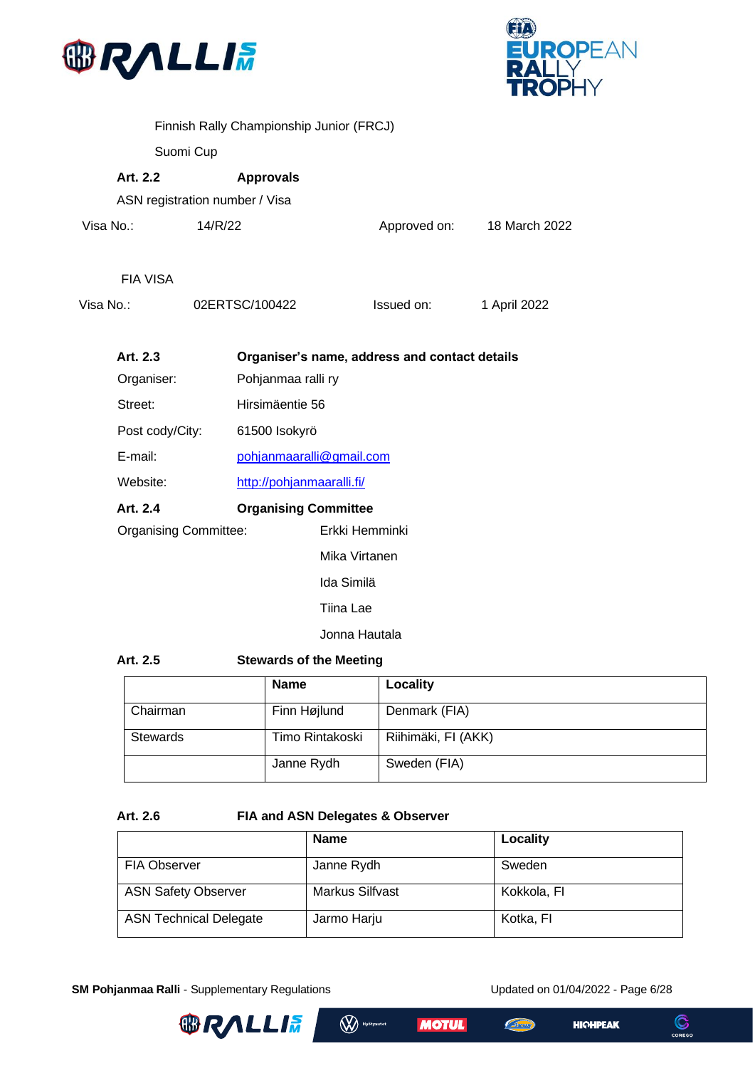Finnish Rally Championship Junior (FRCJ)

Suomi Cup

**Art. 2.2** **Approvals**

ASN registration number / Visa

Visa No.: 14/R/22 Approved on: 18 March 2022

FIA VISA

Visa No.: 02ERTSC/100422 Issued on: 1 April 2022

**Art. 2.3** **Organiser's name, address and contact details**

Organiser: Pohjanmaa ralli ry

Street: Hirsimäentie 56

Post cody/City: 61500 Isokyrö

E-mail: pohjanmaaralli@gmail.com

Website: http://pohjanmaaralli.fi/

**Art. 2.4** **Organising Committee**

Organising Committee: Erkki Hemminki

Mika Virtanen

Ida Similä

Tiina Lae

Jonna Hautala

**Art. 2.5** **Stewards of the Meeting**

| | **Name** | **Locality** |
|---|---|---|
| Chairman | Finn Højlund | Denmark (FIA) |
| Stewards | Timo Rintakoski | Riihimäki, FI (AKK) |
| | Janne Rydh | Sweden (FIA) |

**Art. 2.6** **FIA and ASN Delegates & Observer**

| | **Name** | **Locality** |
|---|---|---|
| FIA Observer | Janne Rydh | Sweden |
| ASN Safety Observer | Markus Silfvast | Kokkola, FI |
| ASN Technical Delegate | Jarmo Harju | Kotka, FI |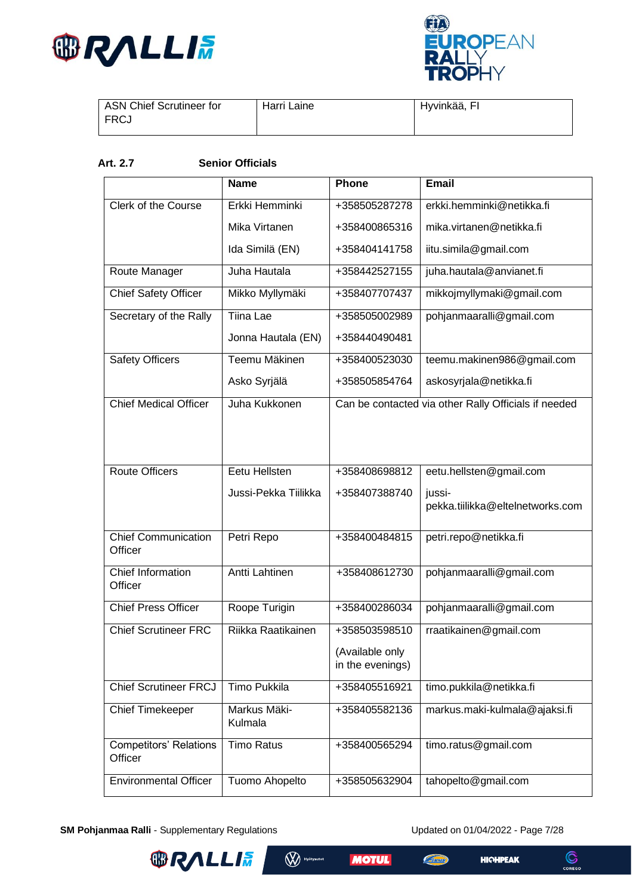| ASN Chief Scrutineer for FRCJ | Harri Laine | Hyvinkää, FI |
|---|---|---|

**Art. 2.7 Senior Officials**

| | Name | Phone | Email |
|---|---|---|---|
| Clerk of the Course | Erkki Hemminki | +358505287278 | erkki.hemminki@netikka.fi |
| | Mika Virtanen | +358400865316 | mika.virtanen@netikka.fi |
| | Ida Similä (EN) | +358404141758 | iitu.simila@gmail.com |
| Route Manager | Juha Hautala | +358442527155 | juha.hautala@anvianet.fi |
| Chief Safety Officer | Mikko Myllymäki | +358407707437 | mikkojmyllymaki@gmail.com |
| Secretary of the Rally | Tiina Lae | +358505002989 | pohjanmaaralli@gmail.com |
| | Jonna Hautala (EN) | +358440490481 | |
| Safety Officers | Teemu Mäkinen | +358400523030 | teemu.makinen986@gmail.com |
| | Asko Syrjälä | +358505854764 | askosyrjala@netikka.fi |
| Chief Medical Officer | Juha Kukkonen | Can be contacted via other Rally Officials if needed | |
| Route Officers | Eetu Hellsten | +358408698812 | eetu.hellsten@gmail.com |
| | Jussi-Pekka Tiilikka | +358407388740 | jussi-pekka.tiilikka@eltelnetworks.com |
| Chief Communication Officer | Petri Repo | +358400484815 | petri.repo@netikka.fi |
| Chief Information Officer | Antti Lahtinen | +358408612730 | pohjanmaaralli@gmail.com |
| Chief Press Officer | Roope Turigin | +358400286034 | pohjanmaaralli@gmail.com |
| Chief Scrutineer FRC | Riikka Raatikainen | +358503598510 (Available only in the evenings) | rraatikainen@gmail.com |
| Chief Scrutineer FRCJ | Timo Pukkila | +358405516921 | timo.pukkila@netikka.fi |
| Chief Timekeeper | Markus Mäki-Kulmala | +358405582136 | markus.maki-kulmala@ajaksi.fi |
| Competitors' Relations Officer | Timo Ratus | +358400565294 | timo.ratus@gmail.com |
| Environmental Officer | Tuomo Ahopelto | +358505632904 | tahopelto@gmail.com |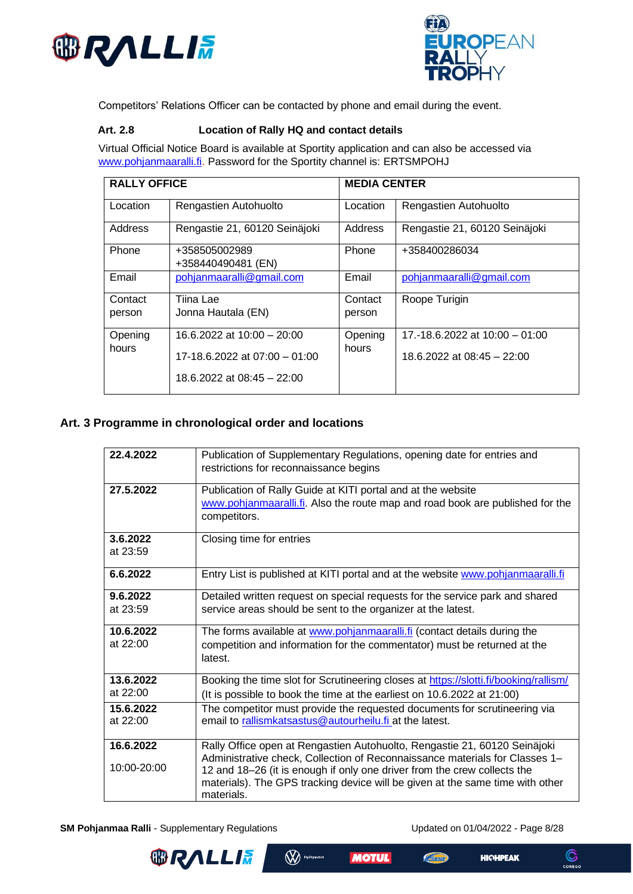Competitors' Relations Officer can be contacted by phone and email during the event.

**Art. 2.8 Location of Rally HQ and contact details**

Virtual Official Notice Board is available at Sportity application and can also be accessed via www.pohjanmaaralli.fi. Password for the Sportity channel is: ERTSMPOHJ

| RALLY OFFICE | | MEDIA CENTER | |
|---|---|---|---|
| Location | Rengastien Autohuolto | Location | Rengastien Autohuolto |
| Address | Rengastie 21, 60120 Seinäjoki | Address | Rengastie 21, 60120 Seinäjoki |
| Phone | +358505002989<br>+358440490481 (EN) | Phone | +358400286034 |
| Email | pohjanmaaralli@gmail.com | Email | pohjanmaaralli@gmail.com |
| Contact person | Tiina Lae<br>Jonna Hautala (EN) | Contact person | Roope Turigin |
| Opening hours | 16.6.2022 at 10:00 – 20:00<br>17-18.6.2022 at 07:00 – 01:00<br>18.6.2022 at 08:45 – 22:00 | Opening hours | 17.-18.6.2022 at 10:00 – 01:00<br>18.6.2022 at 08:45 – 22:00 |

## Art. 3 Programme in chronological order and locations

| | |
|---|---|
| **22.4.2022** | Publication of Supplementary Regulations, opening date for entries and restrictions for reconnaissance begins |
| **27.5.2022** | Publication of Rally Guide at KITI portal and at the website www.pohjanmaaralli.fi. Also the route map and road book are published for the competitors. |
| **3.6.2022** at 23:59 | Closing time for entries |
| **6.6.2022** | Entry List is published at KITI portal and at the website www.pohjanmaaralli.fi |
| **9.6.2022** at 23:59 | Detailed written request on special requests for the service park and shared service areas should be sent to the organizer at the latest. |
| **10.6.2022** at 22:00 | The forms available at www.pohjanmaaralli.fi (contact details during the competition and information for the commentator) must be returned at the latest. |
| **13.6.2022** at 22:00 | Booking the time slot for Scrutineering closes at https://slotti.fi/booking/rallism/ (It is possible to book the time at the earliest on 10.6.2022 at 21:00) |
| **15.6.2022** at 22:00 | The competitor must provide the requested documents for scrutineering via email to rallismkatsastus@autourheilu.fi at the latest. |
| **16.6.2022**<br>10:00-20:00 | Rally Office open at Rengastien Autohuolto, Rengastie 21, 60120 Seinäjoki Administrative check, Collection of Reconnaissance materials for Classes 1–12 and 18–26 (it is enough if only one driver from the crew collects the materials). The GPS tracking device will be given at the same time with other materials. |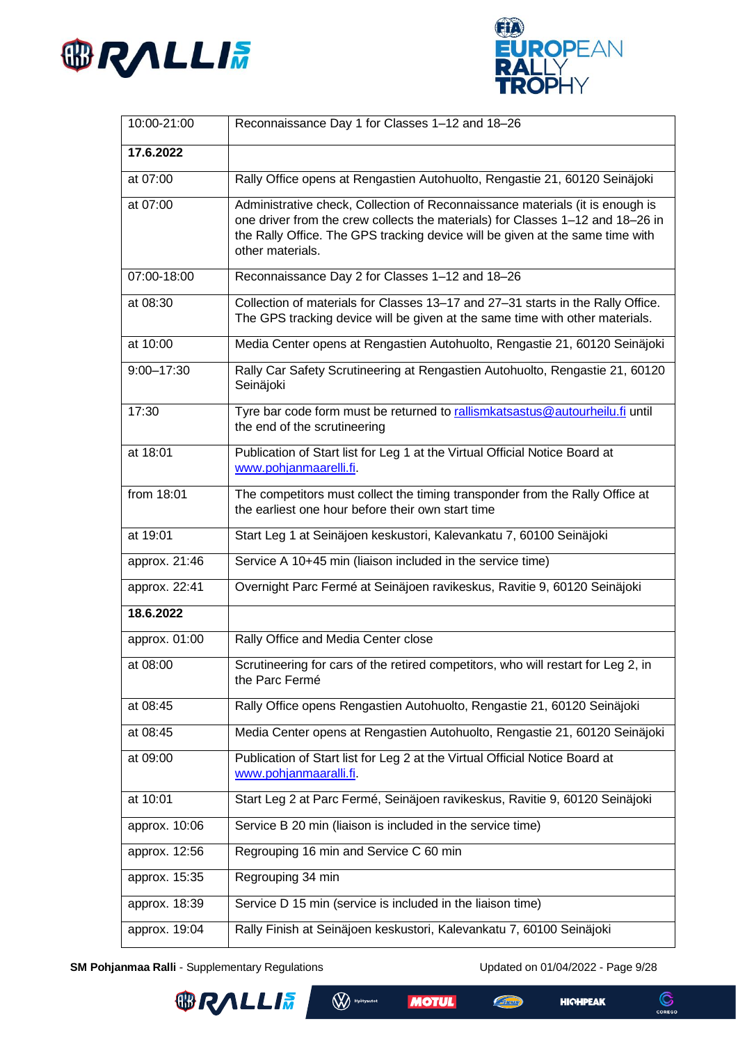| 10:00-21:00 | Reconnaissance Day 1 for Classes 1–12 and 18–26 |
|---|---|
| **17.6.2022** | |
| at 07:00 | Rally Office opens at Rengastien Autohuolto, Rengastie 21, 60120 Seinäjoki |
| at 07:00 | Administrative check, Collection of Reconnaissance materials (it is enough is one driver from the crew collects the materials) for Classes 1–12 and 18–26 in the Rally Office. The GPS tracking device will be given at the same time with other materials. |
| 07:00-18:00 | Reconnaissance Day 2 for Classes 1–12 and 18–26 |
| at 08:30 | Collection of materials for Classes 13–17 and 27–31 starts in the Rally Office. The GPS tracking device will be given at the same time with other materials. |
| at 10:00 | Media Center opens at Rengastien Autohuolto, Rengastie 21, 60120 Seinäjoki |
| 9:00–17:30 | Rally Car Safety Scrutineering at Rengastien Autohuolto, Rengastie 21, 60120 Seinäjoki |
| 17:30 | Tyre bar code form must be returned to rallismkatsastus@autourheilu.fi until the end of the scrutineering |
| at 18:01 | Publication of Start list for Leg 1 at the Virtual Official Notice Board at www.pohjanmaarelli.fi. |
| from 18:01 | The competitors must collect the timing transponder from the Rally Office at the earliest one hour before their own start time |
| at 19:01 | Start Leg 1 at Seinäjoen keskustori, Kalevankatu 7, 60100 Seinäjoki |
| approx. 21:46 | Service A 10+45 min (liaison included in the service time) |
| approx. 22:41 | Overnight Parc Fermé at Seinäjoen ravikeskus, Ravitie 9, 60120 Seinäjoki |
| **18.6.2022** | |
| approx. 01:00 | Rally Office and Media Center close |
| at 08:00 | Scrutineering for cars of the retired competitors, who will restart for Leg 2, in the Parc Fermé |
| at 08:45 | Rally Office opens Rengastien Autohuolto, Rengastie 21, 60120 Seinäjoki |
| at 08:45 | Media Center opens at Rengastien Autohuolto, Rengastie 21, 60120 Seinäjoki |
| at 09:00 | Publication of Start list for Leg 2 at the Virtual Official Notice Board at www.pohjanmaaralli.fi. |
| at 10:01 | Start Leg 2 at Parc Fermé, Seinäjoen ravikeskus, Ravitie 9, 60120 Seinäjoki |
| approx. 10:06 | Service B 20 min (liaison is included in the service time) |
| approx. 12:56 | Regrouping 16 min and Service C 60 min |
| approx. 15:35 | Regrouping 34 min |
| approx. 18:39 | Service D 15 min (service is included in the liaison time) |
| approx. 19:04 | Rally Finish at Seinäjoen keskustori, Kalevankatu 7, 60100 Seinäjoki |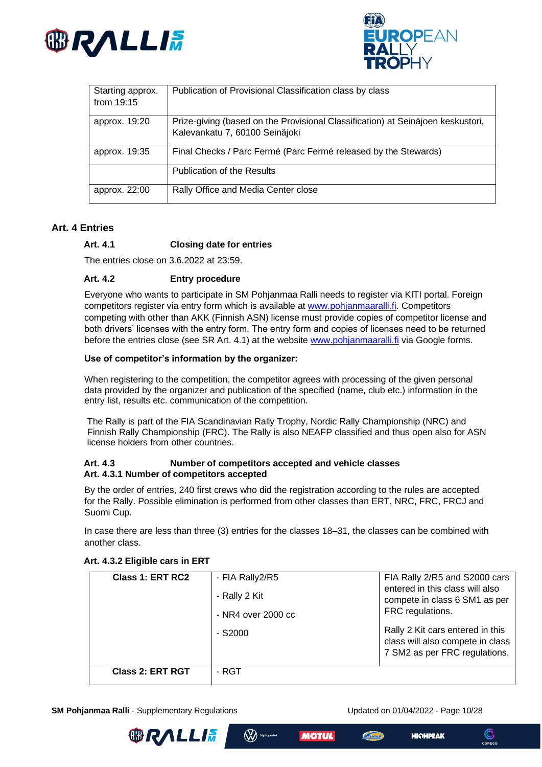| Starting approx. from 19:15 | Publication of Provisional Classification class by class |
|---|---|
| approx. 19:20 | Prize-giving (based on the Provisional Classification) at Seinäjoen keskustori, Kalevankatu 7, 60100 Seinäjoki |
| approx. 19:35 | Final Checks / Parc Fermé (Parc Fermé released by the Stewards) |
| | Publication of the Results |
| approx. 22:00 | Rally Office and Media Center close |

## Art. 4 Entries

### Art. 4.1 Closing date for entries

The entries close on 3.6.2022 at 23:59.

### Art. 4.2 Entry procedure

Everyone who wants to participate in SM Pohjanmaa Ralli needs to register via KITI portal. Foreign competitors register via entry form which is available at www.pohjanmaaralli.fi. Competitors competing with other than AKK (Finnish ASN) license must provide copies of competitor license and both drivers' licenses with the entry form. The entry form and copies of licenses need to be returned before the entries close (see SR Art. 4.1) at the website www.pohjanmaaralli.fi via Google forms.

**Use of competitor's information by the organizer:**

When registering to the competition, the competitor agrees with processing of the given personal data provided by the organizer and publication of the specified (name, club etc.) information in the entry list, results etc. communication of the competition.

The Rally is part of the FIA Scandinavian Rally Trophy, Nordic Rally Championship (NRC) and Finnish Rally Championship (FRC). The Rally is also NEAFP classified and thus open also for ASN license holders from other countries.

### Art. 4.3 Number of competitors accepted and vehicle classes

#### Art. 4.3.1 Number of competitors accepted

By the order of entries, 240 first crews who did the registration according to the rules are accepted for the Rally. Possible elimination is performed from other classes than ERT, NRC, FRC, FRCJ and Suomi Cup.

In case there are less than three (3) entries for the classes 18–31, the classes can be combined with another class.

#### Art. 4.3.2 Eligible cars in ERT

| **Class 1: ERT RC2** | - FIA Rally2/R5<br>- Rally 2 Kit<br>- NR4 over 2000 cc<br>- S2000 | FIA Rally 2/R5 and S2000 cars entered in this class will also compete in class 6 SM1 as per FRC regulations.<br>Rally 2 Kit cars entered in this class will also compete in class 7 SM2 as per FRC regulations. |
|---|---|---|
| **Class 2: ERT RGT** | - RGT | |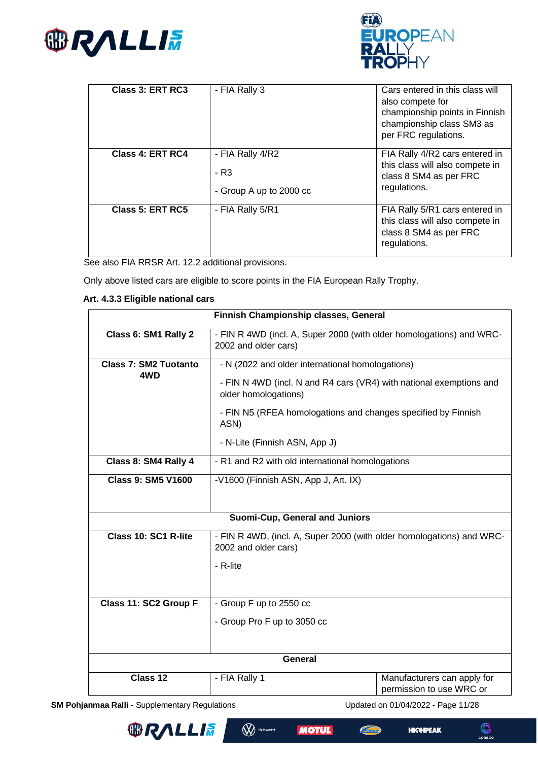| Class 3: ERT RC3 | - FIA Rally 3 | Cars entered in this class will also compete for championship points in Finnish championship class SM3 as per FRC regulations. |
|---|---|---|
| Class 4: ERT RC4 | - FIA Rally 4/R2<br>- R3<br>- Group A up to 2000 cc | FIA Rally 4/R2 cars entered in this class will also compete in class 8 SM4 as per FRC regulations. |
| Class 5: ERT RC5 | - FIA Rally 5/R1 | FIA Rally 5/R1 cars entered in this class will also compete in class 8 SM4 as per FRC regulations. |

See also FIA RRSR Art. 12.2 additional provisions.

Only above listed cars are eligible to score points in the FIA European Rally Trophy.

**Art. 4.3.3 Eligible national cars**

| Finnish Championship classes, General | | |
|---|---|---|
| Class 6: SM1 Rally 2 | - FIN R 4WD (incl. A, Super 2000 (with older homologations) and WRC-2002 and older cars) | |
| Class 7: SM2 Tuotanto 4WD | - N (2022 and older international homologations)<br>- FIN N 4WD (incl. N and R4 cars (VR4) with national exemptions and older homologations)<br>- FIN N5 (RFEA homologations and changes specified by Finnish ASN)<br>- N-Lite (Finnish ASN, App J) | |
| Class 8: SM4 Rally 4 | - R1 and R2 with old international homologations | |
| Class 9: SM5 V1600 | -V1600 (Finnish ASN, App J, Art. IX) | |
| **Suomi-Cup, General and Juniors** | | |
| Class 10: SC1 R-lite | - FIN R 4WD, (incl. A, Super 2000 (with older homologations) and WRC-2002 and older cars)<br>- R-lite | |
| Class 11: SC2 Group F | - Group F up to 2550 cc<br>- Group Pro F up to 3050 cc | |
| **General** | | |
| Class 12 | - FIA Rally 1 | Manufacturers can apply for permission to use WRC or |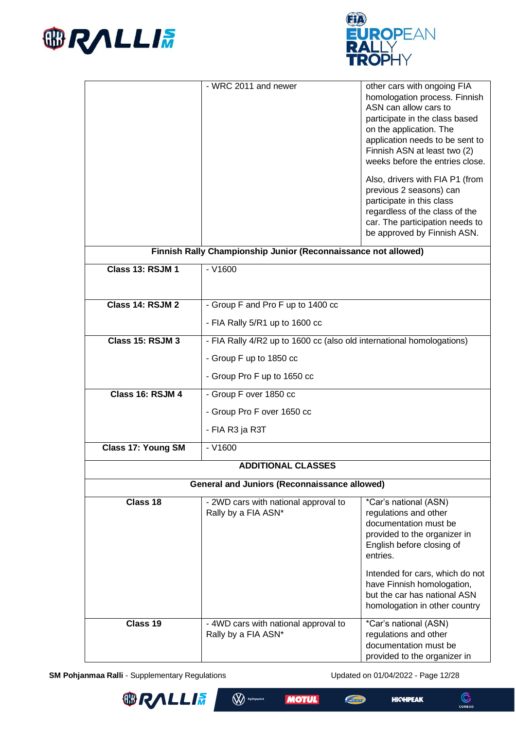| | | |
|---|---|---|
| | - WRC 2011 and newer | other cars with ongoing FIA homologation process. Finnish ASN can allow cars to participate in the class based on the application. The application needs to be sent to Finnish ASN at least two (2) weeks before the entries close.<br><br>Also, drivers with FIA P1 (from previous 2 seasons) can participate in this class regardless of the class of the car. The participation needs to be approved by Finnish ASN. |
| **Finnish Rally Championship Junior (Reconnaissance not allowed)** | | |
| **Class 13: RSJM 1** | - V1600 | |
| **Class 14: RSJM 2** | - Group F and Pro F up to 1400 cc<br><br>- FIA Rally 5/R1 up to 1600 cc | |
| **Class 15: RSJM 3** | - FIA Rally 4/R2 up to 1600 cc (also old international homologations)<br><br>- Group F up to 1850 cc<br><br>- Group Pro F up to 1650 cc | |
| **Class 16: RSJM 4** | - Group F over 1850 cc<br><br>- Group Pro F over 1650 cc<br><br>- FIA R3 ja R3T | |
| **Class 17: Young SM** | - V1600 | |
| **ADDITIONAL CLASSES** | | |
| **General and Juniors (Reconnaissance allowed)** | | |
| **Class 18** | - 2WD cars with national approval to Rally by a FIA ASN* | *Car's national (ASN) regulations and other documentation must be provided to the organizer in English before closing of entries.<br><br>Intended for cars, which do not have Finnish homologation, but the car has national ASN homologation in other country |
| **Class 19** | - 4WD cars with national approval to Rally by a FIA ASN* | *Car's national (ASN) regulations and other documentation must be provided to the organizer in |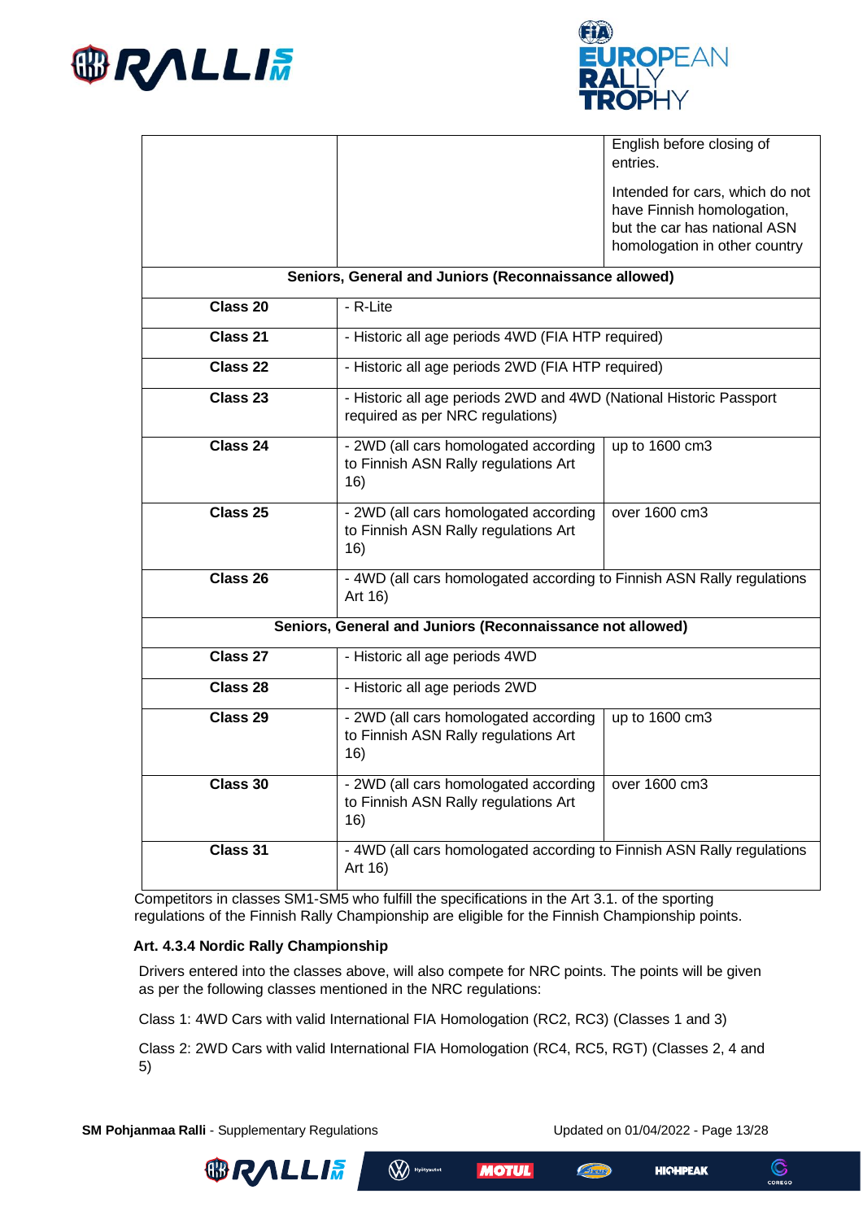| | | |
|---|---|---|
| | | English before closing of entries.<br><br>Intended for cars, which do not have Finnish homologation, but the car has national ASN homologation in other country |
| **Seniors, General and Juniors (Reconnaissance allowed)** | | |
| **Class 20** | - R-Lite | |
| **Class 21** | - Historic all age periods 4WD (FIA HTP required) | |
| **Class 22** | - Historic all age periods 2WD (FIA HTP required) | |
| **Class 23** | - Historic all age periods 2WD and 4WD (National Historic Passport required as per NRC regulations) | |
| **Class 24** | - 2WD (all cars homologated according to Finnish ASN Rally regulations Art 16) | up to 1600 cm3 |
| **Class 25** | - 2WD (all cars homologated according to Finnish ASN Rally regulations Art 16) | over 1600 cm3 |
| **Class 26** | - 4WD (all cars homologated according to Finnish ASN Rally regulations Art 16) | |
| **Seniors, General and Juniors (Reconnaissance not allowed)** | | |
| **Class 27** | - Historic all age periods 4WD | |
| **Class 28** | - Historic all age periods 2WD | |
| **Class 29** | - 2WD (all cars homologated according to Finnish ASN Rally regulations Art 16) | up to 1600 cm3 |
| **Class 30** | - 2WD (all cars homologated according to Finnish ASN Rally regulations Art 16) | over 1600 cm3 |
| **Class 31** | - 4WD (all cars homologated according to Finnish ASN Rally regulations Art 16) | |

Competitors in classes SM1-SM5 who fulfill the specifications in the Art 3.1. of the sporting regulations of the Finnish Rally Championship are eligible for the Finnish Championship points.

**Art. 4.3.4 Nordic Rally Championship**

Drivers entered into the classes above, will also compete for NRC points. The points will be given as per the following classes mentioned in the NRC regulations:

Class 1: 4WD Cars with valid International FIA Homologation (RC2, RC3) (Classes 1 and 3)

Class 2: 2WD Cars with valid International FIA Homologation (RC4, RC5, RGT) (Classes 2, 4 and 5)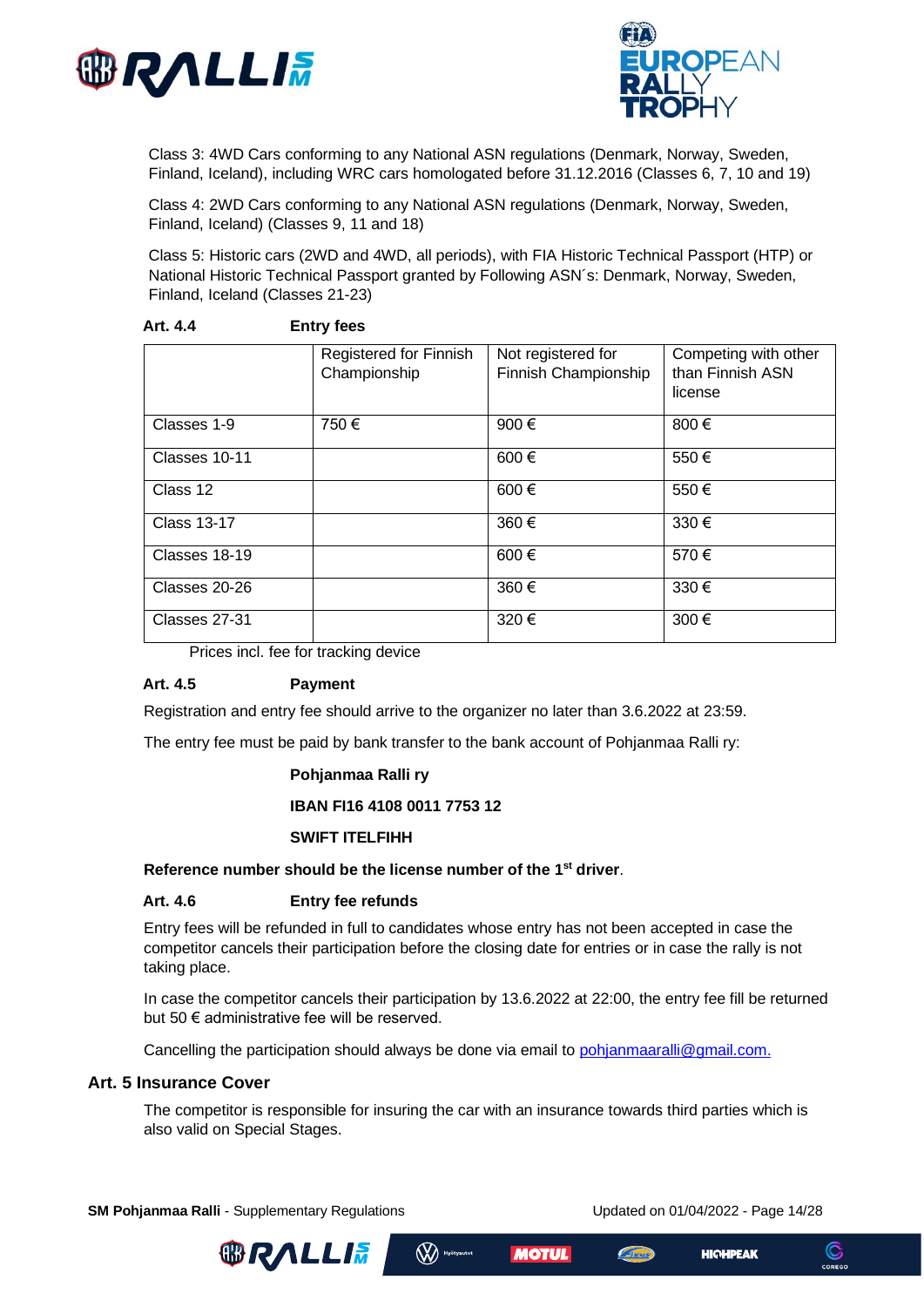Class 3: 4WD Cars conforming to any National ASN regulations (Denmark, Norway, Sweden, Finland, Iceland), including WRC cars homologated before 31.12.2016 (Classes 6, 7, 10 and 19)

Class 4: 2WD Cars conforming to any National ASN regulations (Denmark, Norway, Sweden, Finland, Iceland) (Classes 9, 11 and 18)

Class 5: Historic cars (2WD and 4WD, all periods), with FIA Historic Technical Passport (HTP) or National Historic Technical Passport granted by Following ASN´s: Denmark, Norway, Sweden, Finland, Iceland (Classes 21-23)

**Art. 4.4 Entry fees**

| | Registered for Finnish Championship | Not registered for Finnish Championship | Competing with other than Finnish ASN license |
|---|---|---|---|
| Classes 1-9 | 750 € | 900 € | 800 € |
| Classes 10-11 | | 600 € | 550 € |
| Class 12 | | 600 € | 550 € |
| Class 13-17 | | 360 € | 330 € |
| Classes 18-19 | | 600 € | 570 € |
| Classes 20-26 | | 360 € | 330 € |
| Classes 27-31 | | 320 € | 300 € |

Prices incl. fee for tracking device

**Art. 4.5 Payment**

Registration and entry fee should arrive to the organizer no later than 3.6.2022 at 23:59.

The entry fee must be paid by bank transfer to the bank account of Pohjanmaa Ralli ry:

**Pohjanmaa Ralli ry**

**IBAN FI16 4108 0011 7753 12**

**SWIFT ITELFIHH**

**Reference number should be the license number of the 1st driver**.

**Art. 4.6 Entry fee refunds**

Entry fees will be refunded in full to candidates whose entry has not been accepted in case the competitor cancels their participation before the closing date for entries or in case the rally is not taking place.

In case the competitor cancels their participation by 13.6.2022 at 22:00, the entry fee fill be returned but 50 € administrative fee will be reserved.

Cancelling the participation should always be done via email to pohjanmaaralli@gmail.com.

## Art. 5 Insurance Cover

The competitor is responsible for insuring the car with an insurance towards third parties which is also valid on Special Stages.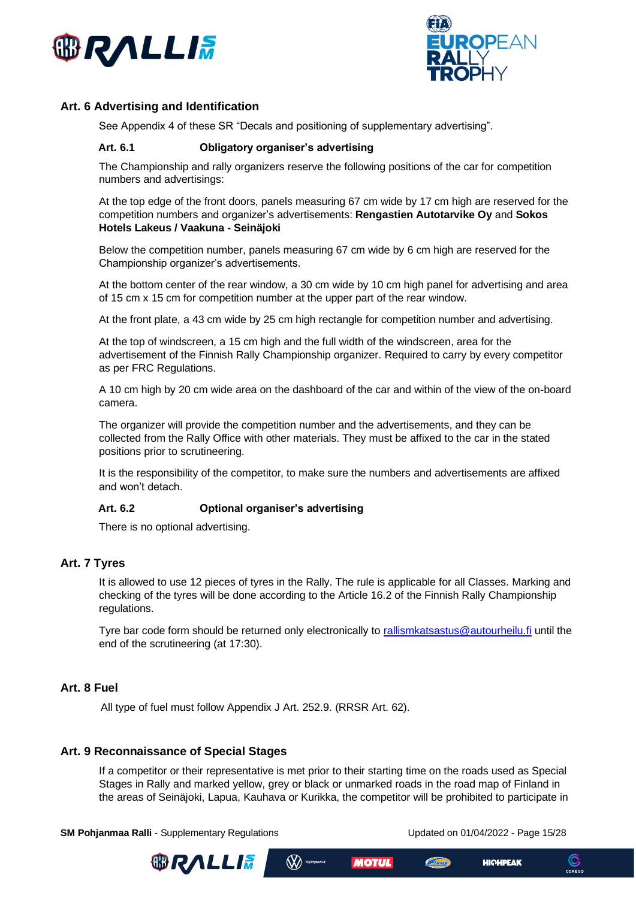## Art. 6 Advertising and Identification

See Appendix 4 of these SR “Decals and positioning of supplementary advertising”.

### Art. 6.1 Obligatory organiser’s advertising

The Championship and rally organizers reserve the following positions of the car for competition numbers and advertisings:

At the top edge of the front doors, panels measuring 67 cm wide by 17 cm high are reserved for the competition numbers and organizer’s advertisements: **Rengastien Autotarvike Oy** and **Sokos Hotels Lakeus / Vaakuna - Seinäjoki**

Below the competition number, panels measuring 67 cm wide by 6 cm high are reserved for the Championship organizer’s advertisements.

At the bottom center of the rear window, a 30 cm wide by 10 cm high panel for advertising and area of 15 cm x 15 cm for competition number at the upper part of the rear window.

At the front plate, a 43 cm wide by 25 cm high rectangle for competition number and advertising.

At the top of windscreen, a 15 cm high and the full width of the windscreen, area for the advertisement of the Finnish Rally Championship organizer. Required to carry by every competitor as per FRC Regulations.

A 10 cm high by 20 cm wide area on the dashboard of the car and within of the view of the on-board camera.

The organizer will provide the competition number and the advertisements, and they can be collected from the Rally Office with other materials. They must be affixed to the car in the stated positions prior to scrutineering.

It is the responsibility of the competitor, to make sure the numbers and advertisements are affixed and won’t detach.

### Art. 6.2 Optional organiser’s advertising

There is no optional advertising.

## Art. 7 Tyres

It is allowed to use 12 pieces of tyres in the Rally. The rule is applicable for all Classes. Marking and checking of the tyres will be done according to the Article 16.2 of the Finnish Rally Championship regulations.

Tyre bar code form should be returned only electronically to rallismkatsastus@autourheilu.fi until the end of the scrutineering (at 17:30).

## Art. 8 Fuel

All type of fuel must follow Appendix J Art. 252.9. (RRSR Art. 62).

## Art. 9 Reconnaissance of Special Stages

If a competitor or their representative is met prior to their starting time on the roads used as Special Stages in Rally and marked yellow, grey or black or unmarked roads in the road map of Finland in the areas of Seinäjoki, Lapua, Kauhava or Kurikka, the competitor will be prohibited to participate in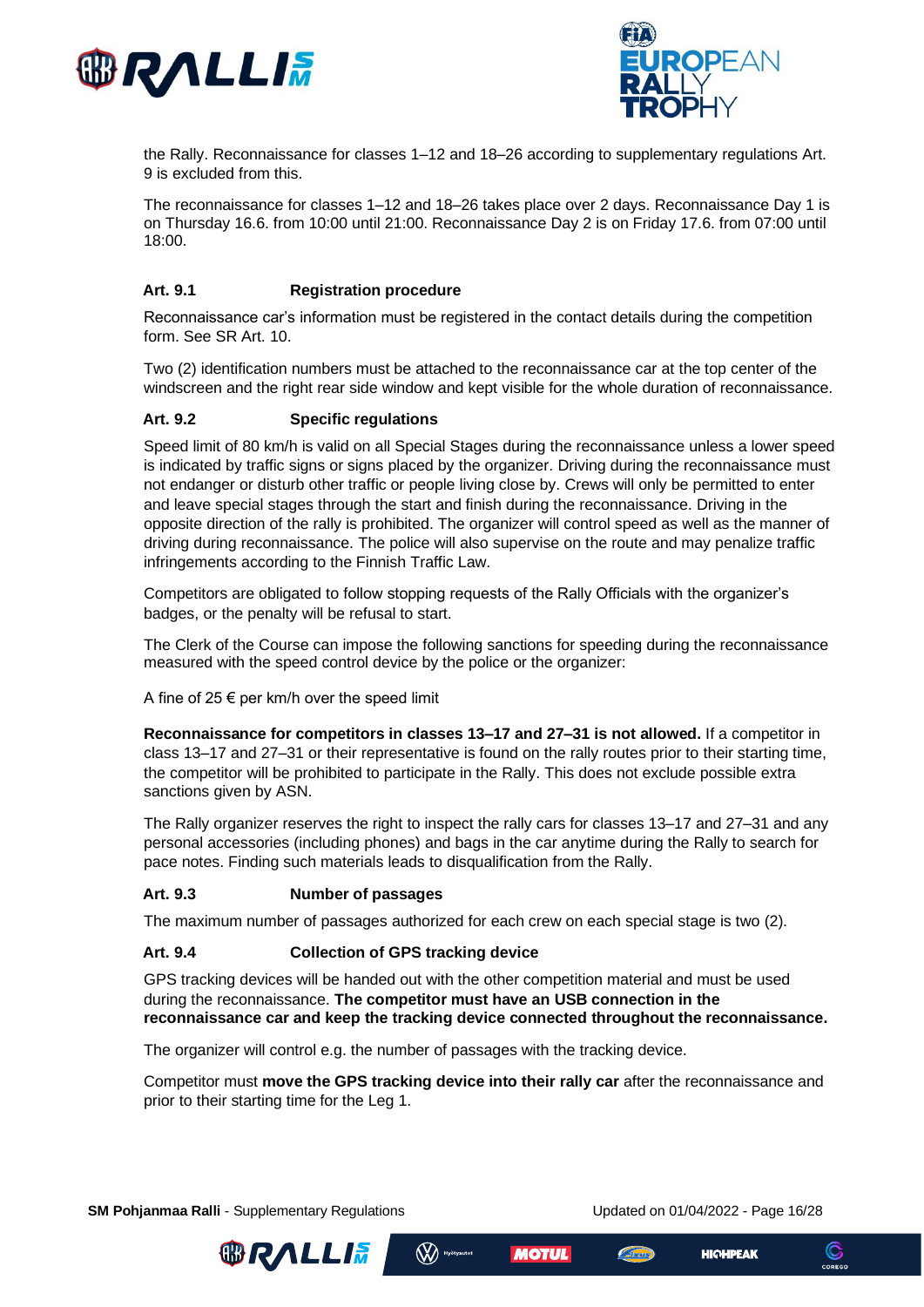the Rally. Reconnaissance for classes 1–12 and 18–26 according to supplementary regulations Art. 9 is excluded from this.

The reconnaissance for classes 1–12 and 18–26 takes place over 2 days. Reconnaissance Day 1 is on Thursday 16.6. from 10:00 until 21:00. Reconnaissance Day 2 is on Friday 17.6. from 07:00 until 18:00.

### Art. 9.1 Registration procedure

Reconnaissance car's information must be registered in the contact details during the competition form. See SR Art. 10.

Two (2) identification numbers must be attached to the reconnaissance car at the top center of the windscreen and the right rear side window and kept visible for the whole duration of reconnaissance.

### Art. 9.2 Specific regulations

Speed limit of 80 km/h is valid on all Special Stages during the reconnaissance unless a lower speed is indicated by traffic signs or signs placed by the organizer. Driving during the reconnaissance must not endanger or disturb other traffic or people living close by. Crews will only be permitted to enter and leave special stages through the start and finish during the reconnaissance. Driving in the opposite direction of the rally is prohibited. The organizer will control speed as well as the manner of driving during reconnaissance. The police will also supervise on the route and may penalize traffic infringements according to the Finnish Traffic Law.

Competitors are obligated to follow stopping requests of the Rally Officials with the organizer's badges, or the penalty will be refusal to start.

The Clerk of the Course can impose the following sanctions for speeding during the reconnaissance measured with the speed control device by the police or the organizer:

A fine of 25 € per km/h over the speed limit

**Reconnaissance for competitors in classes 13–17 and 27–31 is not allowed.** If a competitor in class 13–17 and 27–31 or their representative is found on the rally routes prior to their starting time, the competitor will be prohibited to participate in the Rally. This does not exclude possible extra sanctions given by ASN.

The Rally organizer reserves the right to inspect the rally cars for classes 13–17 and 27–31 and any personal accessories (including phones) and bags in the car anytime during the Rally to search for pace notes. Finding such materials leads to disqualification from the Rally.

### Art. 9.3 Number of passages

The maximum number of passages authorized for each crew on each special stage is two (2).

### Art. 9.4 Collection of GPS tracking device

GPS tracking devices will be handed out with the other competition material and must be used during the reconnaissance. **The competitor must have an USB connection in the reconnaissance car and keep the tracking device connected throughout the reconnaissance.**

The organizer will control e.g. the number of passages with the tracking device.

Competitor must **move the GPS tracking device into their rally car** after the reconnaissance and prior to their starting time for the Leg 1.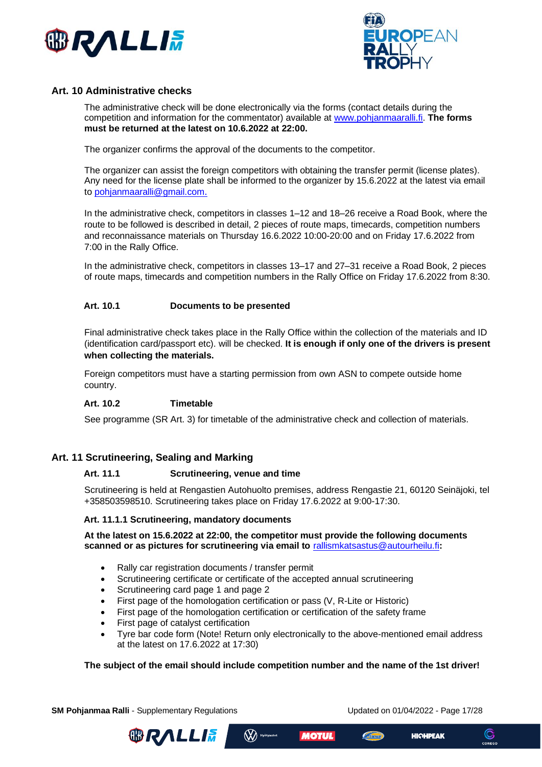## Art. 10 Administrative checks

The administrative check will be done electronically via the forms (contact details during the competition and information for the commentator) available at www.pohjanmaaralli.fi. **The forms must be returned at the latest on 10.6.2022 at 22:00.**

The organizer confirms the approval of the documents to the competitor.

The organizer can assist the foreign competitors with obtaining the transfer permit (license plates). Any need for the license plate shall be informed to the organizer by 15.6.2022 at the latest via email to pohjanmaaralli@gmail.com.

In the administrative check, competitors in classes 1–12 and 18–26 receive a Road Book, where the route to be followed is described in detail, 2 pieces of route maps, timecards, competition numbers and reconnaissance materials on Thursday 16.6.2022 10:00-20:00 and on Friday 17.6.2022 from 7:00 in the Rally Office.

In the administrative check, competitors in classes 13–17 and 27–31 receive a Road Book, 2 pieces of route maps, timecards and competition numbers in the Rally Office on Friday 17.6.2022 from 8:30.

### Art. 10.1 Documents to be presented

Final administrative check takes place in the Rally Office within the collection of the materials and ID (identification card/passport etc). will be checked. **It is enough if only one of the drivers is present when collecting the materials.**

Foreign competitors must have a starting permission from own ASN to compete outside home country.

### Art. 10.2 Timetable

See programme (SR Art. 3) for timetable of the administrative check and collection of materials.

## Art. 11 Scrutineering, Sealing and Marking

### Art. 11.1 Scrutineering, venue and time

Scrutineering is held at Rengastien Autohuolto premises, address Rengastie 21, 60120 Seinäjoki, tel +358503598510. Scrutineering takes place on Friday 17.6.2022 at 9:00-17:30.

#### Art. 11.1.1 Scrutineering, mandatory documents

**At the latest on 15.6.2022 at 22:00, the competitor must provide the following documents scanned or as pictures for scrutineering via email to** rallismkatsastus@autourheilu.fi**:**

- Rally car registration documents / transfer permit
- Scrutineering certificate or certificate of the accepted annual scrutineering
- Scrutineering card page 1 and page 2
- First page of the homologation certification or pass (V, R-Lite or Historic)
- First page of the homologation certification or certification of the safety frame
- First page of catalyst certification
- Tyre bar code form (Note! Return only electronically to the above-mentioned email address at the latest on 17.6.2022 at 17:30)

**The subject of the email should include competition number and the name of the 1st driver!**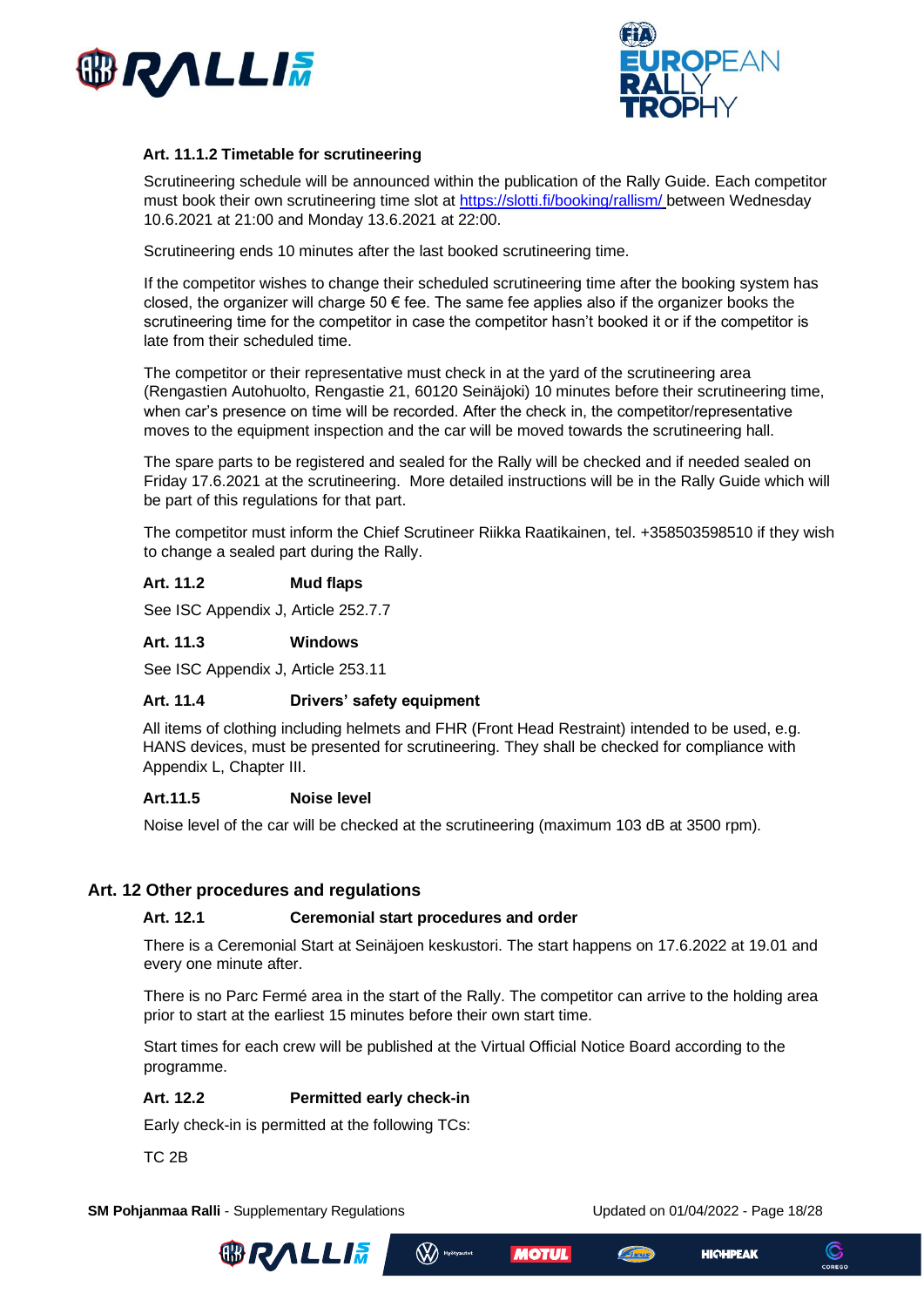#### Art. 11.1.2 Timetable for scrutineering

Scrutineering schedule will be announced within the publication of the Rally Guide. Each competitor must book their own scrutineering time slot at https://slotti.fi/booking/rallism/ between Wednesday 10.6.2021 at 21:00 and Monday 13.6.2021 at 22:00.

Scrutineering ends 10 minutes after the last booked scrutineering time.

If the competitor wishes to change their scheduled scrutineering time after the booking system has closed, the organizer will charge 50 € fee. The same fee applies also if the organizer books the scrutineering time for the competitor in case the competitor hasn't booked it or if the competitor is late from their scheduled time.

The competitor or their representative must check in at the yard of the scrutineering area (Rengastien Autohuolto, Rengastie 21, 60120 Seinäjoki) 10 minutes before their scrutineering time, when car's presence on time will be recorded. After the check in, the competitor/representative moves to the equipment inspection and the car will be moved towards the scrutineering hall.

The spare parts to be registered and sealed for the Rally will be checked and if needed sealed on Friday 17.6.2021 at the scrutineering. More detailed instructions will be in the Rally Guide which will be part of this regulations for that part.

The competitor must inform the Chief Scrutineer Riikka Raatikainen, tel. +358503598510 if they wish to change a sealed part during the Rally.

### Art. 11.2 Mud flaps

See ISC Appendix J, Article 252.7.7

### Art. 11.3 Windows

See ISC Appendix J, Article 253.11

### Art. 11.4 Drivers' safety equipment

All items of clothing including helmets and FHR (Front Head Restraint) intended to be used, e.g. HANS devices, must be presented for scrutineering. They shall be checked for compliance with Appendix L, Chapter III.

### Art.11.5 Noise level

Noise level of the car will be checked at the scrutineering (maximum 103 dB at 3500 rpm).

## Art. 12 Other procedures and regulations

### Art. 12.1 Ceremonial start procedures and order

There is a Ceremonial Start at Seinäjoen keskustori. The start happens on 17.6.2022 at 19.01 and every one minute after.

There is no Parc Fermé area in the start of the Rally. The competitor can arrive to the holding area prior to start at the earliest 15 minutes before their own start time.

Start times for each crew will be published at the Virtual Official Notice Board according to the programme.

### Art. 12.2 Permitted early check-in

Early check-in is permitted at the following TCs:

TC 2B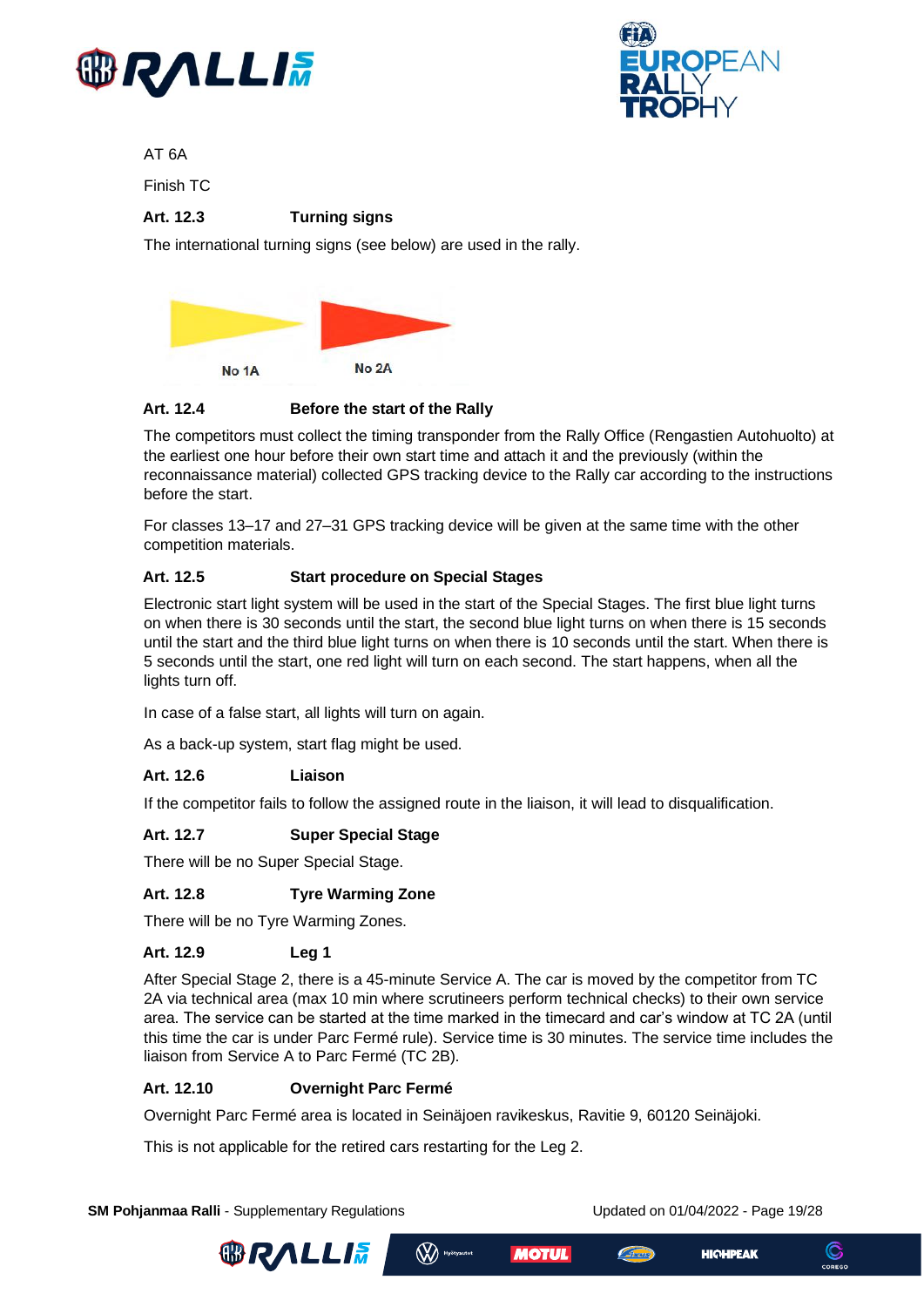AT 6A

Finish TC

### Art. 12.3 Turning signs

The international turning signs (see below) are used in the rally.

No 1A

No 2A

### Art. 12.4 Before the start of the Rally

The competitors must collect the timing transponder from the Rally Office (Rengastien Autohuolto) at the earliest one hour before their own start time and attach it and the previously (within the reconnaissance material) collected GPS tracking device to the Rally car according to the instructions before the start.

For classes 13–17 and 27–31 GPS tracking device will be given at the same time with the other competition materials.

### Art. 12.5 Start procedure on Special Stages

Electronic start light system will be used in the start of the Special Stages. The first blue light turns on when there is 30 seconds until the start, the second blue light turns on when there is 15 seconds until the start and the third blue light turns on when there is 10 seconds until the start. When there is 5 seconds until the start, one red light will turn on each second. The start happens, when all the lights turn off.

In case of a false start, all lights will turn on again.

As a back-up system, start flag might be used.

### Art. 12.6 Liaison

If the competitor fails to follow the assigned route in the liaison, it will lead to disqualification.

### Art. 12.7 Super Special Stage

There will be no Super Special Stage.

### Art. 12.8 Tyre Warming Zone

There will be no Tyre Warming Zones.

### Art. 12.9 Leg 1

After Special Stage 2, there is a 45-minute Service A. The car is moved by the competitor from TC 2A via technical area (max 10 min where scrutineers perform technical checks) to their own service area. The service can be started at the time marked in the timecard and car's window at TC 2A (until this time the car is under Parc Fermé rule). Service time is 30 minutes. The service time includes the liaison from Service A to Parc Fermé (TC 2B).

### Art. 12.10 Overnight Parc Fermé

Overnight Parc Fermé area is located in Seinäjoen ravikeskus, Ravitie 9, 60120 Seinäjoki.

This is not applicable for the retired cars restarting for the Leg 2.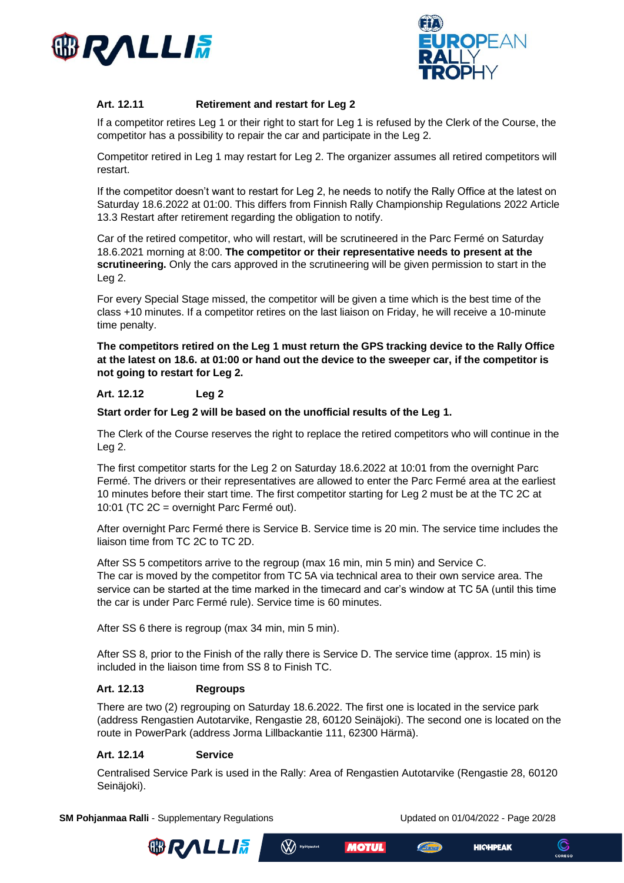### Art. 12.11 Retirement and restart for Leg 2

If a competitor retires Leg 1 or their right to start for Leg 1 is refused by the Clerk of the Course, the competitor has a possibility to repair the car and participate in the Leg 2.

Competitor retired in Leg 1 may restart for Leg 2. The organizer assumes all retired competitors will restart.

If the competitor doesn't want to restart for Leg 2, he needs to notify the Rally Office at the latest on Saturday 18.6.2022 at 01:00. This differs from Finnish Rally Championship Regulations 2022 Article 13.3 Restart after retirement regarding the obligation to notify.

Car of the retired competitor, who will restart, will be scrutineered in the Parc Fermé on Saturday 18.6.2021 morning at 8:00. **The competitor or their representative needs to present at the scrutineering.** Only the cars approved in the scrutineering will be given permission to start in the Leg 2.

For every Special Stage missed, the competitor will be given a time which is the best time of the class +10 minutes. If a competitor retires on the last liaison on Friday, he will receive a 10-minute time penalty.

**The competitors retired on the Leg 1 must return the GPS tracking device to the Rally Office at the latest on 18.6. at 01:00 or hand out the device to the sweeper car, if the competitor is not going to restart for Leg 2.**

### Art. 12.12 Leg 2

**Start order for Leg 2 will be based on the unofficial results of the Leg 1.**

The Clerk of the Course reserves the right to replace the retired competitors who will continue in the Leg 2.

The first competitor starts for the Leg 2 on Saturday 18.6.2022 at 10:01 from the overnight Parc Fermé. The drivers or their representatives are allowed to enter the Parc Fermé area at the earliest 10 minutes before their start time. The first competitor starting for Leg 2 must be at the TC 2C at 10:01 (TC 2C = overnight Parc Fermé out).

After overnight Parc Fermé there is Service B. Service time is 20 min. The service time includes the liaison time from TC 2C to TC 2D.

After SS 5 competitors arrive to the regroup (max 16 min, min 5 min) and Service C.
The car is moved by the competitor from TC 5A via technical area to their own service area. The service can be started at the time marked in the timecard and car's window at TC 5A (until this time the car is under Parc Fermé rule). Service time is 60 minutes.

After SS 6 there is regroup (max 34 min, min 5 min).

After SS 8, prior to the Finish of the rally there is Service D. The service time (approx. 15 min) is included in the liaison time from SS 8 to Finish TC.

### Art. 12.13 Regroups

There are two (2) regrouping on Saturday 18.6.2022. The first one is located in the service park (address Rengastien Autotarvike, Rengastie 28, 60120 Seinäjoki). The second one is located on the route in PowerPark (address Jorma Lillbackantie 111, 62300 Härmä).

### Art. 12.14 Service

Centralised Service Park is used in the Rally: Area of Rengastien Autotarvike (Rengastie 28, 60120 Seinäjoki).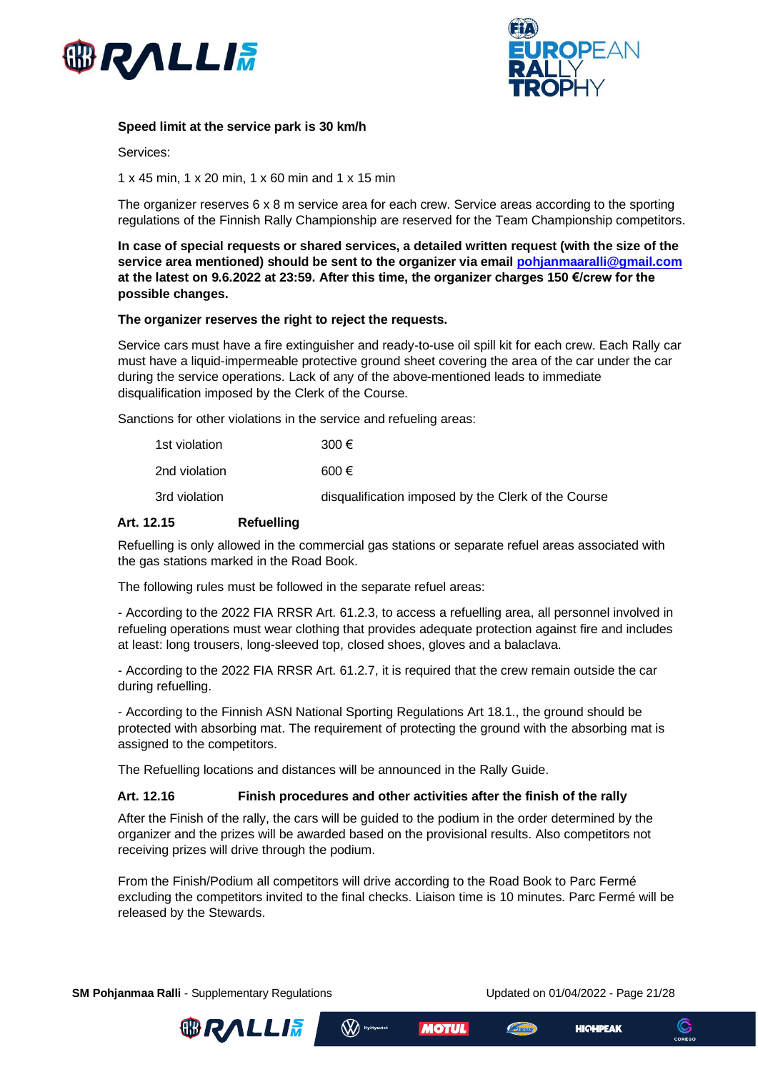**Speed limit at the service park is 30 km/h**

Services:

1 x 45 min, 1 x 20 min, 1 x 60 min and 1 x 15 min

The organizer reserves 6 x 8 m service area for each crew. Service areas according to the sporting regulations of the Finnish Rally Championship are reserved for the Team Championship competitors.

**In case of special requests or shared services, a detailed written request (with the size of the service area mentioned) should be sent to the organizer via email [pohjanmaaralli@gmail.com](mailto:pohjanmaaralli@gmail.com) at the latest on 9.6.2022 at 23:59. After this time, the organizer charges 150 €/crew for the possible changes.**

**The organizer reserves the right to reject the requests.**

Service cars must have a fire extinguisher and ready-to-use oil spill kit for each crew. Each Rally car must have a liquid-impermeable protective ground sheet covering the area of the car under the car during the service operations. Lack of any of the above-mentioned leads to immediate disqualification imposed by the Clerk of the Course.

Sanctions for other violations in the service and refueling areas:

| | |
|---|---|
| 1st violation | 300 € |
| 2nd violation | 600 € |
| 3rd violation | disqualification imposed by the Clerk of the Course |

### Art. 12.15 Refuelling

Refuelling is only allowed in the commercial gas stations or separate refuel areas associated with the gas stations marked in the Road Book.

The following rules must be followed in the separate refuel areas:

- According to the 2022 FIA RRSR Art. 61.2.3, to access a refuelling area, all personnel involved in refueling operations must wear clothing that provides adequate protection against fire and includes at least: long trousers, long-sleeved top, closed shoes, gloves and a balaclava.

- According to the 2022 FIA RRSR Art. 61.2.7, it is required that the crew remain outside the car during refuelling.

- According to the Finnish ASN National Sporting Regulations Art 18.1., the ground should be protected with absorbing mat. The requirement of protecting the ground with the absorbing mat is assigned to the competitors.

The Refuelling locations and distances will be announced in the Rally Guide.

### Art. 12.16 Finish procedures and other activities after the finish of the rally

After the Finish of the rally, the cars will be guided to the podium in the order determined by the organizer and the prizes will be awarded based on the provisional results. Also competitors not receiving prizes will drive through the podium.

From the Finish/Podium all competitors will drive according to the Road Book to Parc Fermé excluding the competitors invited to the final checks. Liaison time is 10 minutes. Parc Fermé will be released by the Stewards.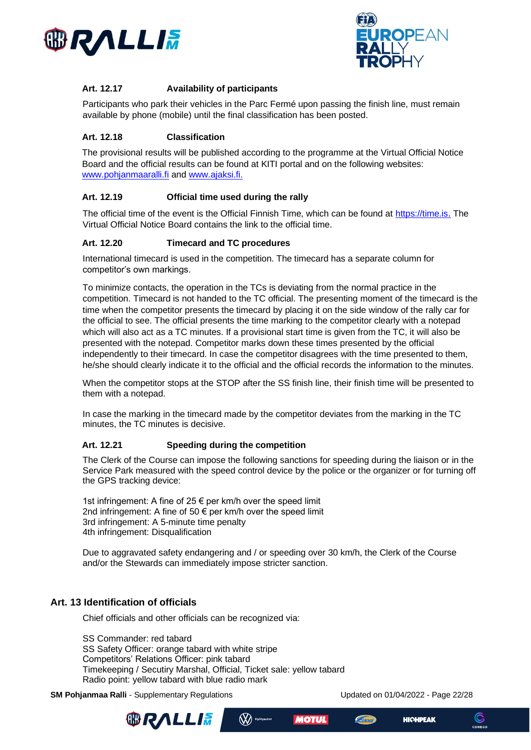### Art. 12.17 Availability of participants

Participants who park their vehicles in the Parc Fermé upon passing the finish line, must remain available by phone (mobile) until the final classification has been posted.

### Art. 12.18 Classification

The provisional results will be published according to the programme at the Virtual Official Notice Board and the official results can be found at KITI portal and on the following websites: www.pohjanmaaralli.fi and www.ajaksi.fi.

### Art. 12.19 Official time used during the rally

The official time of the event is the Official Finnish Time, which can be found at https://time.is. The Virtual Official Notice Board contains the link to the official time.

### Art. 12.20 Timecard and TC procedures

International timecard is used in the competition. The timecard has a separate column for competitor's own markings.

To minimize contacts, the operation in the TCs is deviating from the normal practice in the competition. Timecard is not handed to the TC official. The presenting moment of the timecard is the time when the competitor presents the timecard by placing it on the side window of the rally car for the official to see. The official presents the time marking to the competitor clearly with a notepad which will also act as a TC minutes. If a provisional start time is given from the TC, it will also be presented with the notepad. Competitor marks down these times presented by the official independently to their timecard. In case the competitor disagrees with the time presented to them, he/she should clearly indicate it to the official and the official records the information to the minutes.

When the competitor stops at the STOP after the SS finish line, their finish time will be presented to them with a notepad.

In case the marking in the timecard made by the competitor deviates from the marking in the TC minutes, the TC minutes is decisive.

### Art. 12.21 Speeding during the competition

The Clerk of the Course can impose the following sanctions for speeding during the liaison or in the Service Park measured with the speed control device by the police or the organizer or for turning off the GPS tracking device:

1st infringement: A fine of 25 € per km/h over the speed limit
2nd infringement: A fine of 50 € per km/h over the speed limit
3rd infringement: A 5-minute time penalty
4th infringement: Disqualification

Due to aggravated safety endangering and / or speeding over 30 km/h, the Clerk of the Course and/or the Stewards can immediately impose stricter sanction.

## Art. 13 Identification of officials

Chief officials and other officials can be recognized via:

SS Commander: red tabard
SS Safety Officer: orange tabard with white stripe
Competitors' Relations Officer: pink tabard
Timekeeping / Secutiry Marshal, Official, Ticket sale: yellow tabard
Radio point: yellow tabard with blue radio mark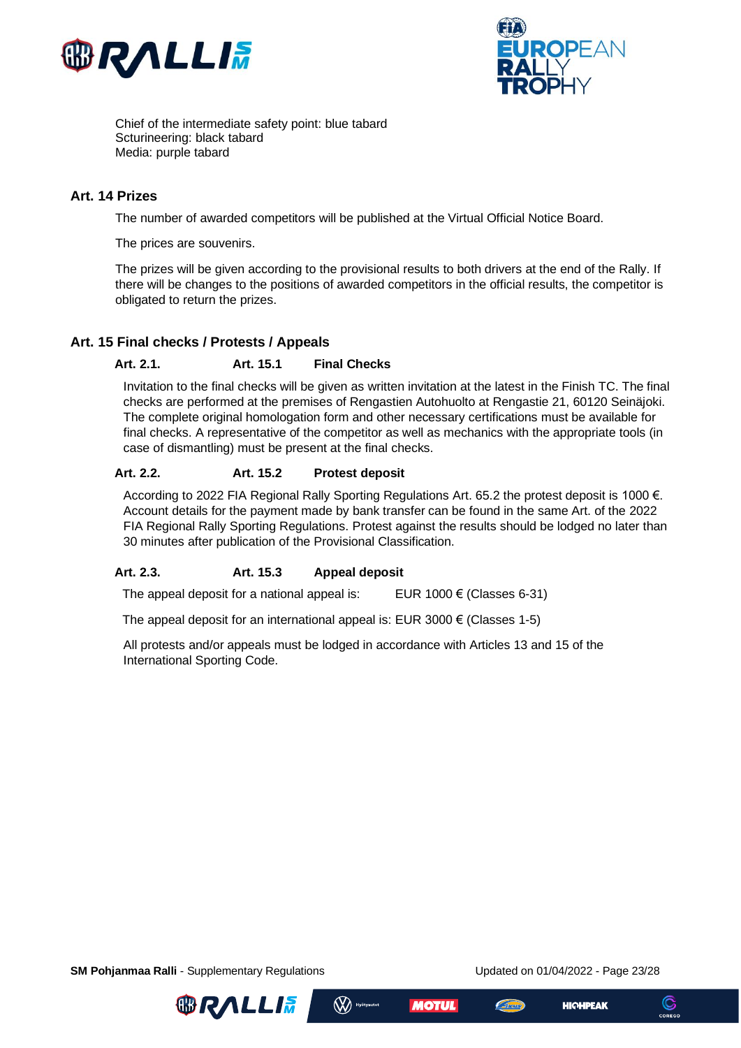Chief of the intermediate safety point: blue tabard
Scturineering: black tabard
Media: purple tabard

## Art. 14 Prizes

The number of awarded competitors will be published at the Virtual Official Notice Board.

The prices are souvenirs.

The prizes will be given according to the provisional results to both drivers at the end of the Rally. If there will be changes to the positions of awarded competitors in the official results, the competitor is obligated to return the prizes.

## Art. 15 Final checks / Protests / Appeals

### Art. 2.1. Art. 15.1 Final Checks

Invitation to the final checks will be given as written invitation at the latest in the Finish TC. The final checks are performed at the premises of Rengastien Autohuolto at Rengastie 21, 60120 Seinäjoki. The complete original homologation form and other necessary certifications must be available for final checks. A representative of the competitor as well as mechanics with the appropriate tools (in case of dismantling) must be present at the final checks.

### Art. 2.2. Art. 15.2 Protest deposit

According to 2022 FIA Regional Rally Sporting Regulations Art. 65.2 the protest deposit is 1000 €. Account details for the payment made by bank transfer can be found in the same Art. of the 2022 FIA Regional Rally Sporting Regulations. Protest against the results should be lodged no later than 30 minutes after publication of the Provisional Classification.

### Art. 2.3. Art. 15.3 Appeal deposit

The appeal deposit for a national appeal is: EUR 1000 € (Classes 6-31)

The appeal deposit for an international appeal is: EUR 3000 € (Classes 1-5)

All protests and/or appeals must be lodged in accordance with Articles 13 and 15 of the International Sporting Code.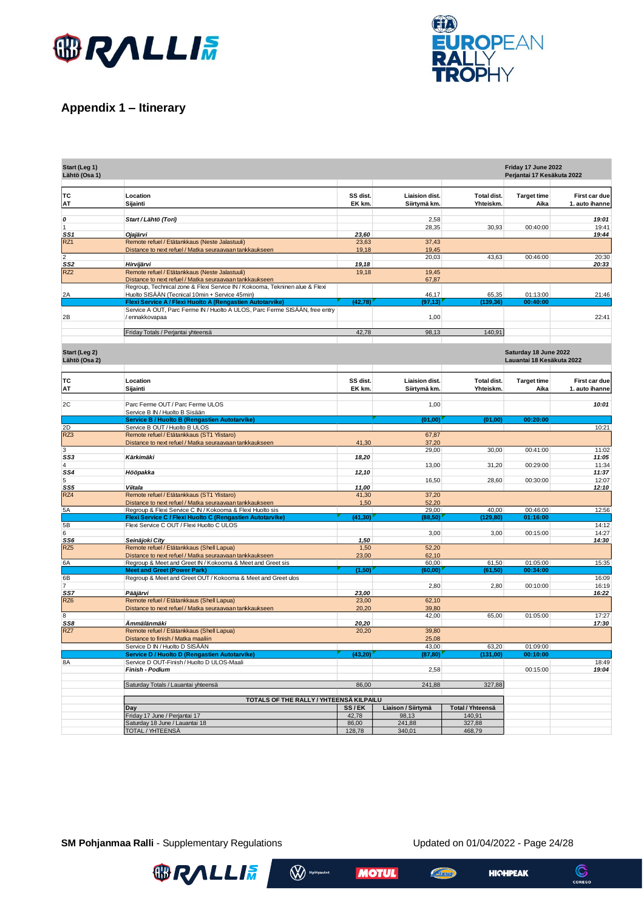## Appendix 1 – Itinerary

| TC<br>AT | Location<br>Sijainti | SS dist.<br>EK km. | Liaison dist.<br>Siirtymä km. | Total dist.<br>Yhteiskm. | Target time<br>Aika | First car due<br>1. auto ihanne |
|---|---|---|---|---|---|---|
| **Start (Leg 1)<br>Lähtö (Osa 1)** | | | | | **Friday 17 June 2022<br>Perjantai 17 Kesäkuta 2022** | |
| ***0*** | ***Start / Lähtö (Tori)*** | | 2,58 | | | ***19:01*** |
| 1 | | | 28,35 | 30,93 | 00:40:00 | 19:41 |
| ***SS1*** | ***Ojajärvi*** | ***23,60*** | | | | ***19:44*** |
| RZ1 | Remote refuel / Etätankkaus (Neste Jalastuuli) | 23,63 | 37,43 | | | |
| | Distance to next refuel / Matka seuraavaan tankkaukseen | 19,18 | 19,45 | | | |
| 2 | | | 20,03 | 43,63 | 00:46:00 | 20:30 |
| ***SS2*** | ***Hirvijärvi*** | ***19,18*** | | | | ***20:33*** |
| RZ2 | Remote refuel / Etätankkaus (Neste Jalastuuli) | 19,18 | 19,45 | | | |
| | Distance to next refuel / Matka seuraavaan tankkaukseen | | 67,87 | | | |
| 2A | Regroup, Technical zone & Flexi Service IN / Kokooma, Tekninen alue & Flexi Huolto SISÄÄN (Tecnical 10min + Service 45min) | | 46,17 | 65,35 | 01:13:00 | 21:46 |
| | **Flexi Service A / Flexi Huolto A (Rengastien Autotarvike)** | **(42,78)** | **(97,13)** | **(139,36)** | **00:40:00** | |
| 2B | Service A OUT, Parc Ferme IN / Huolto A ULOS, Parc Ferme SISÄÄN, free entry / ennakkovapaa | | 1,00 | | | 22:41 |
| | Friday Totals / Perjantai yhteensä | 42,78 | 98,13 | 140,91 | | |
| **Start (Leg 2)<br>Lähtö (Osa 2)** | | | | | **Saturday 18 June 2022<br>Lauantai 18 Kesäkuta 2022** | |
| 2C | Parc Ferme OUT / Parc Ferme ULOS | | 1,00 | | | ***10:01*** |
| | Service B IN / Huolto B Sisään | | | | | |
| | **Service B / Huolto B (Rengastien Autotarvike)** | | **(01,00)** | **(01,00)** | **00:20:00** | |
| 2D | Service B OUT / Huolto B ULOS | | | | | 10:21 |
| RZ3 | Remote refuel / Etätankkaus (ST1 Ylistaro) | | 67,87 | | | |
| | Distance to next refuel / Matka seuraavaan tankkaukseen | 41,30 | 37,20 | | | |
| 3 | | | 29,00 | 30,00 | 00:41:00 | 11:02 |
| ***SS3*** | ***Kärkimäki*** | ***18,20*** | | | | ***11:05*** |
| 4 | | | 13,00 | 31,20 | 00:29:00 | 11:34 |
| ***SS4*** | ***Hööpakka*** | ***12,10*** | | | | ***11:37*** |
| 5 | | | 16,50 | 28,60 | 00:30:00 | 12:07 |
| ***SS5*** | ***Viitala*** | ***11,00*** | | | | ***12:10*** |
| RZ4 | Remote refuel / Etätankkaus (ST1 Ylistaro) | 41,30 | 37,20 | | | |
| | Distance to next refuel / Matka seuraavaan tankkaukseen | 1,50 | 52,20 | | | |
| 5A | Regroup & Flexi Service C IN / Kokooma & Flexi Huolto sis | | 29,00 | 40,00 | 00:46:00 | 12:56 |
| | **Flexi Service C / Flexi Huolto C (Rengastien Autotarvike)** | **(41,30)** | **(88,50)** | **(129,80)** | **01:16:00** | |
| 5B | Flexi Service C OUT / Flexi Huolto C ULOS | | | | | 14:12 |
| 6 | | | 3,00 | 3,00 | 00:15:00 | 14:27 |
| ***SS6*** | ***Seinäjoki City*** | ***1,50*** | | | | ***14:30*** |
| RZ5 | Remote refuel / Etätankkaus (Shell Lapua) | 1,50 | 52,20 | | | |
| | Distance to next refuel / Matka seuraavaan tankkaukseen | 23,00 | 62,10 | | | |
| 6A | Regroup & Meet and Greet IN / Kokooma & Meet and Greet sis | | 60,00 | 61,50 | 01:05:00 | 15:35 |
| | **Meet and Greet (Power Park)** | **(1,50)** | **(60,00)** | **(61,50)** | **00:34:00** | |
| 6B | Regroup & Meet and Greet OUT / Kokooma & Meet and Greet ulos | | | | | 16:09 |
| 7 | | | 2,80 | 2,80 | 00:10:00 | 16:19 |
| ***SS7*** | ***Pääjärvi*** | ***23,00*** | | | | ***16:22*** |
| RZ6 | Remote refuel / Etätankkaus (Shell Lapua) | 23,00 | 62,10 | | | |
| | Distance to next refuel / Matka seuraavaan tankkaukseen | 20,20 | 39,80 | | | |
| 8 | | | 42,00 | 65,00 | 01:05:00 | 17:27 |
| ***SS8*** | ***Ämmälänmäki*** | ***20,20*** | | | | ***17:30*** |
| RZ7 | Remote refuel / Etätankkaus (Shell Lapua) | 20,20 | 39,80 | | | |
| | Distance to finish / Matka maaliin | | 25,08 | | | |
| | Service D IN / Huolto D SISÄÄN | | 43,00 | 63,20 | 01:09:00 | |
| | **Service D / Huolto D (Rengastien Autotarvike)** | **(43,20)** | **(87,80)** | **(131,00)** | **00:10:00** | |
| 8A | Service D OUT-Finish / Huolto D ULOS-Maali | | | | | 18:49 |
| | ***Finish - Podium*** | | 2,58 | | 00:15:00 | ***19:04*** |
| | Saturday Totals / Lauantai yhteensä | 86,00 | 241,88 | 327,88 | | |

**TOTALS OF THE RALLY / YHTEENSÄ KILPAILU**

| Day | SS / EK | Liaison / Siirtymä | Total / Yhteensä |
|---|---|---|---|
| Friday 17 June / Perjantai 17 | 42,78 | 98,13 | 140,91 |
| Saturday 18 June / Lauantai 18 | 86,00 | 241,88 | 327,88 |
| TOTAL / YHTEENSÄ | 128,78 | 340,01 | 468,79 |

**SM Pohjanmaa Ralli** - Supplementary Regulations — Updated on 01/04/2022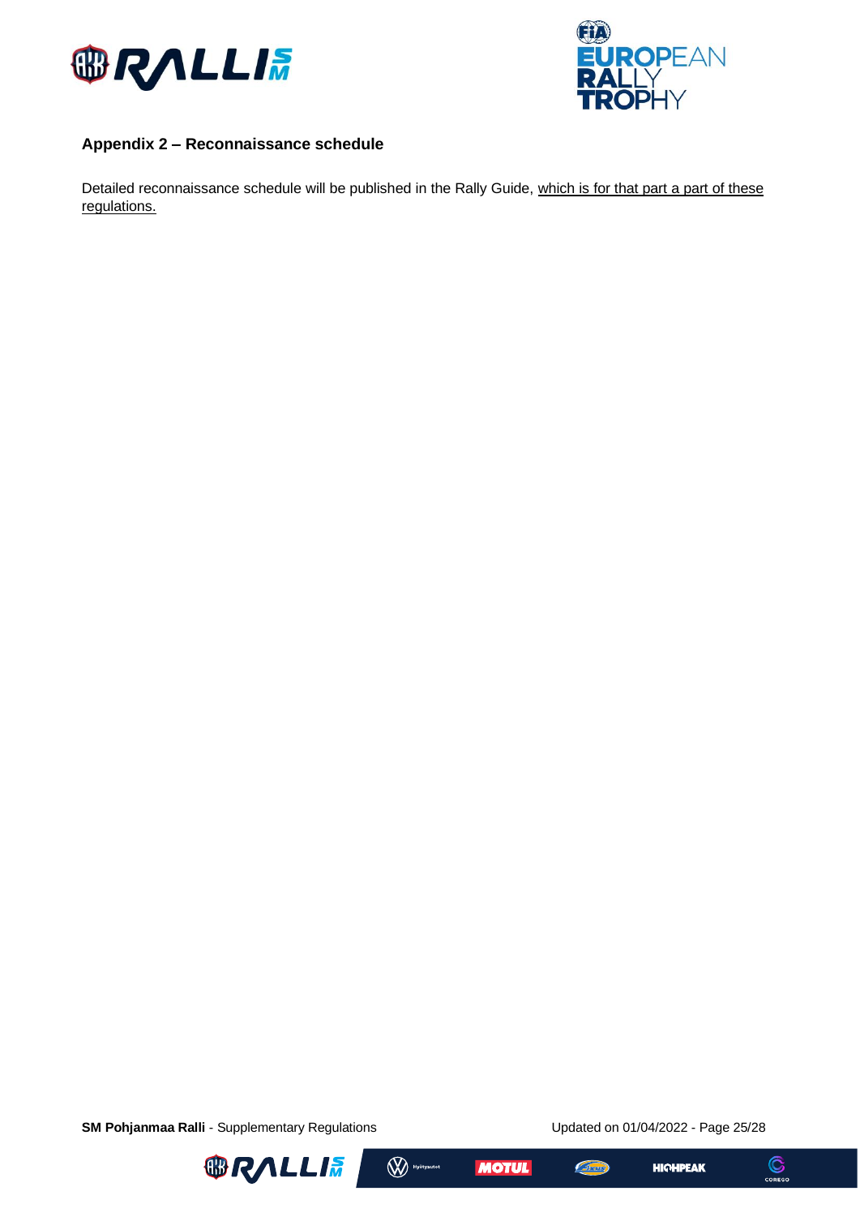## Appendix 2 – Reconnaissance schedule

Detailed reconnaissance schedule will be published in the Rally Guide, <u>which is for that part a part of these regulations.</u>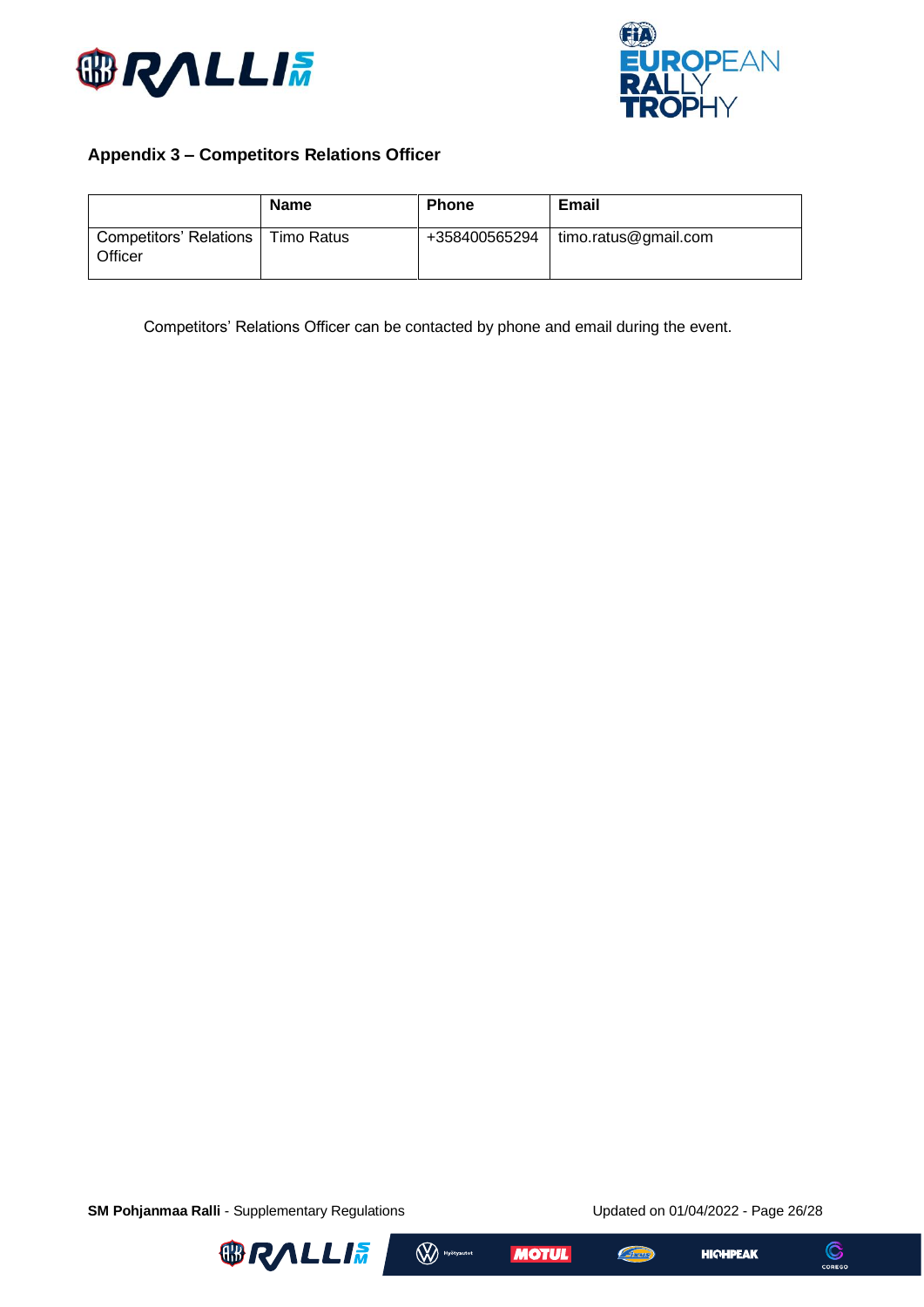## Appendix 3 – Competitors Relations Officer

| | Name | Phone | Email |
|---|---|---|---|
| Competitors' Relations Officer | Timo Ratus | +358400565294 | timo.ratus@gmail.com |

Competitors' Relations Officer can be contacted by phone and email during the event.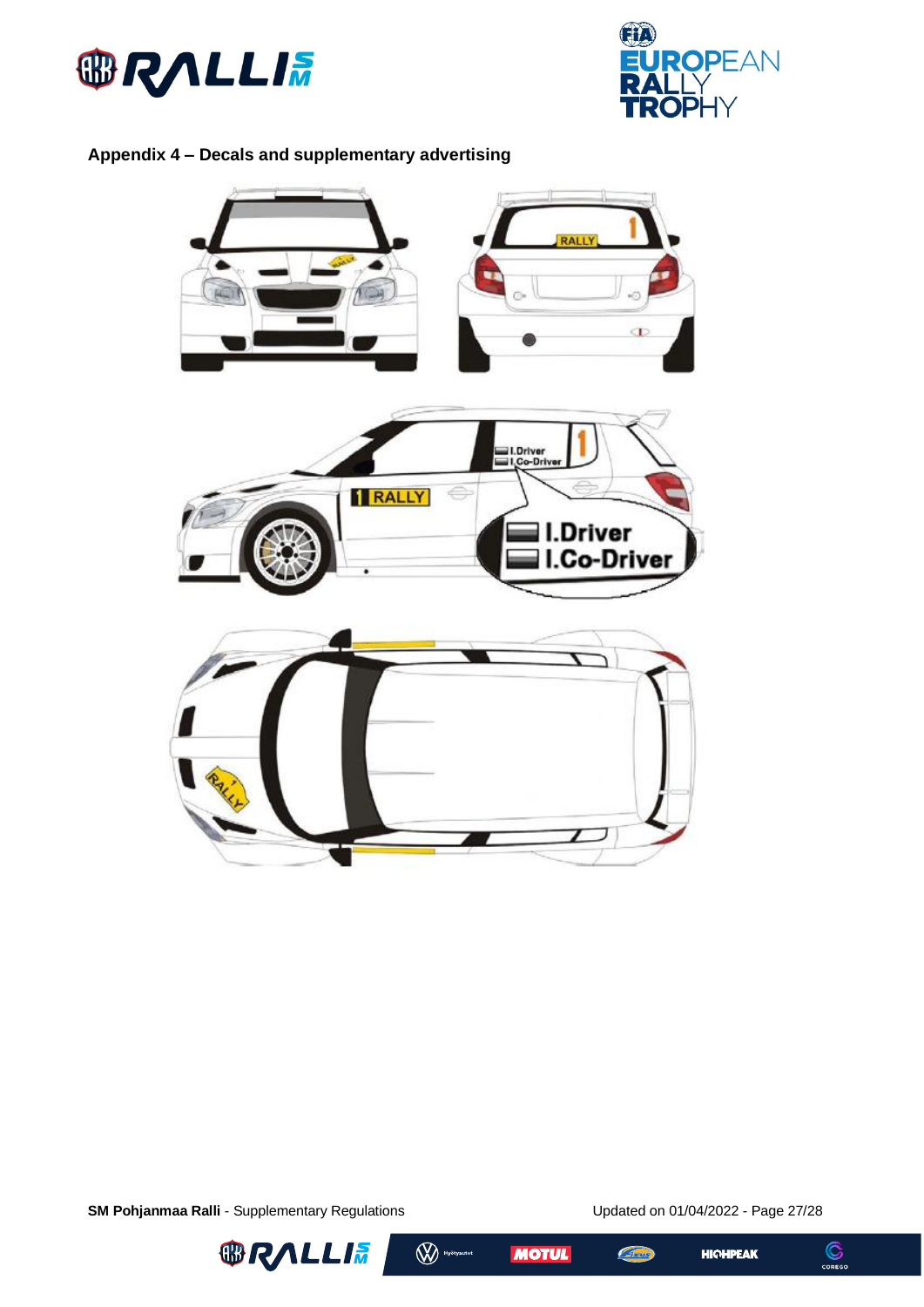## Appendix 4 – Decals and supplementary advertising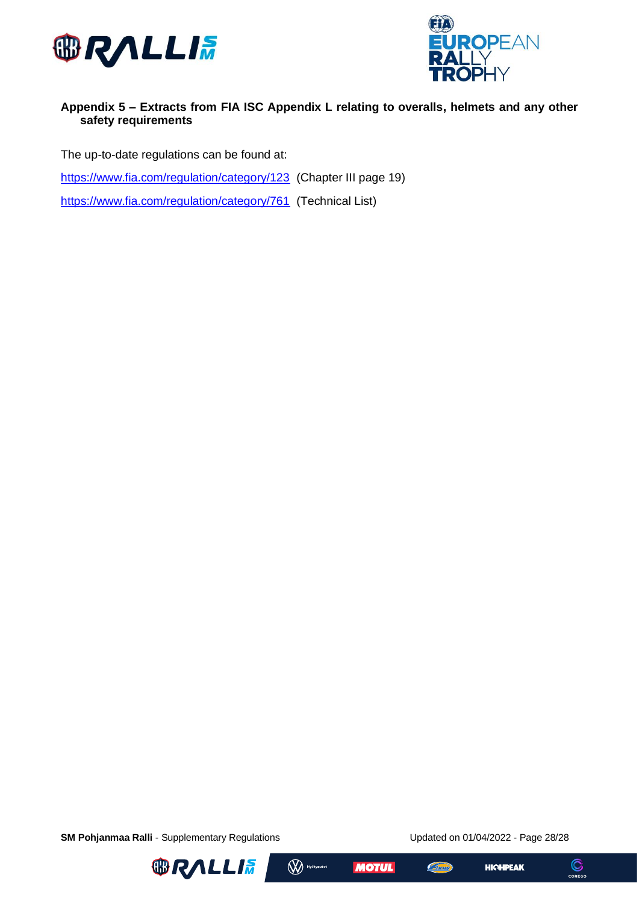**Appendix 5 – Extracts from FIA ISC Appendix L relating to overalls, helmets and any other safety requirements**

The up-to-date regulations can be found at:

https://www.fia.com/regulation/category/123 (Chapter III page 19)

https://www.fia.com/regulation/category/761 (Technical List)